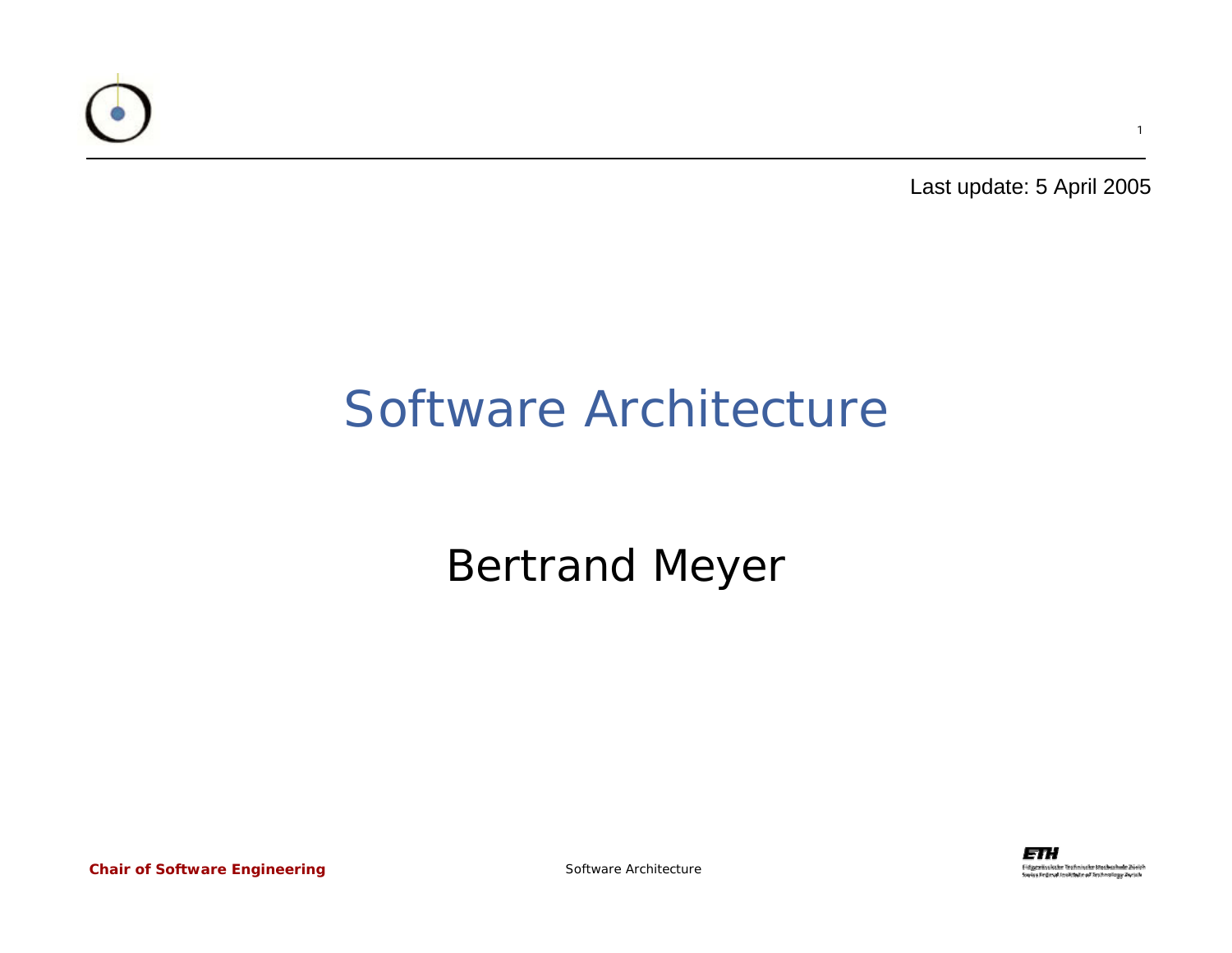Last update: 5 April 2005

# Software Architecture

## Bertrand Meyer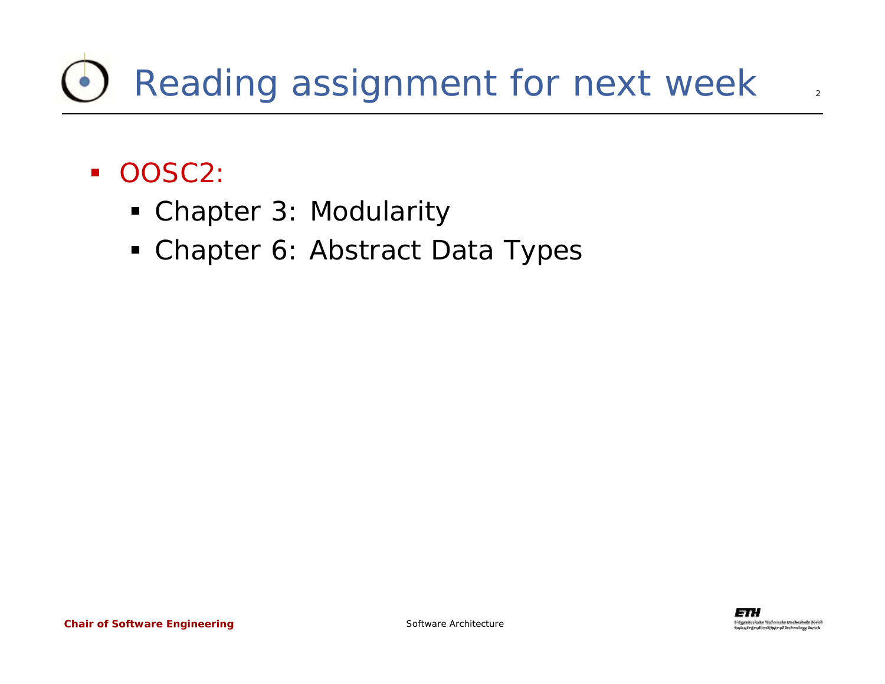# Reading assignment for next week

- OOSC2:
  - Chapter 3: Modularity
  - Chapter 6: Abstract Data Types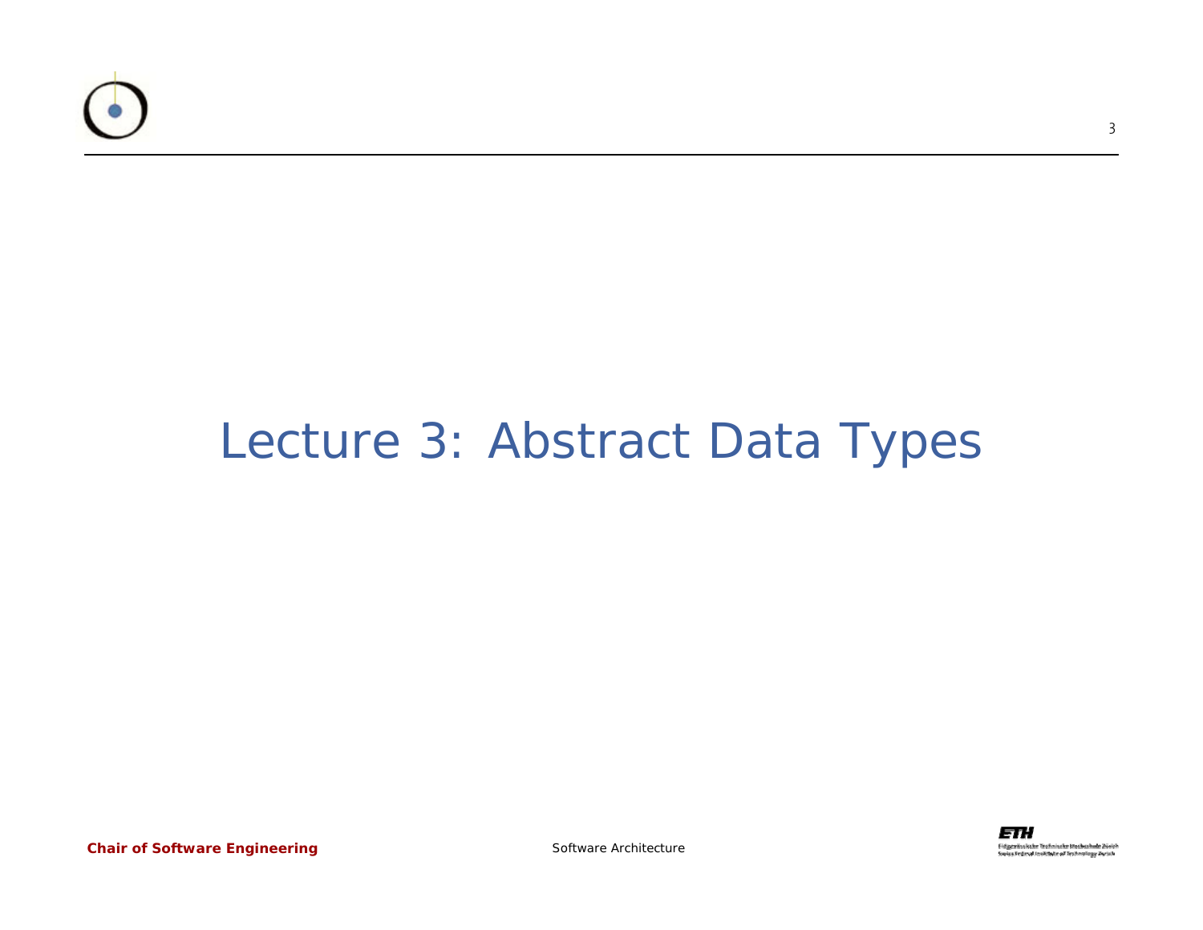# Lecture 3: Abstract Data Types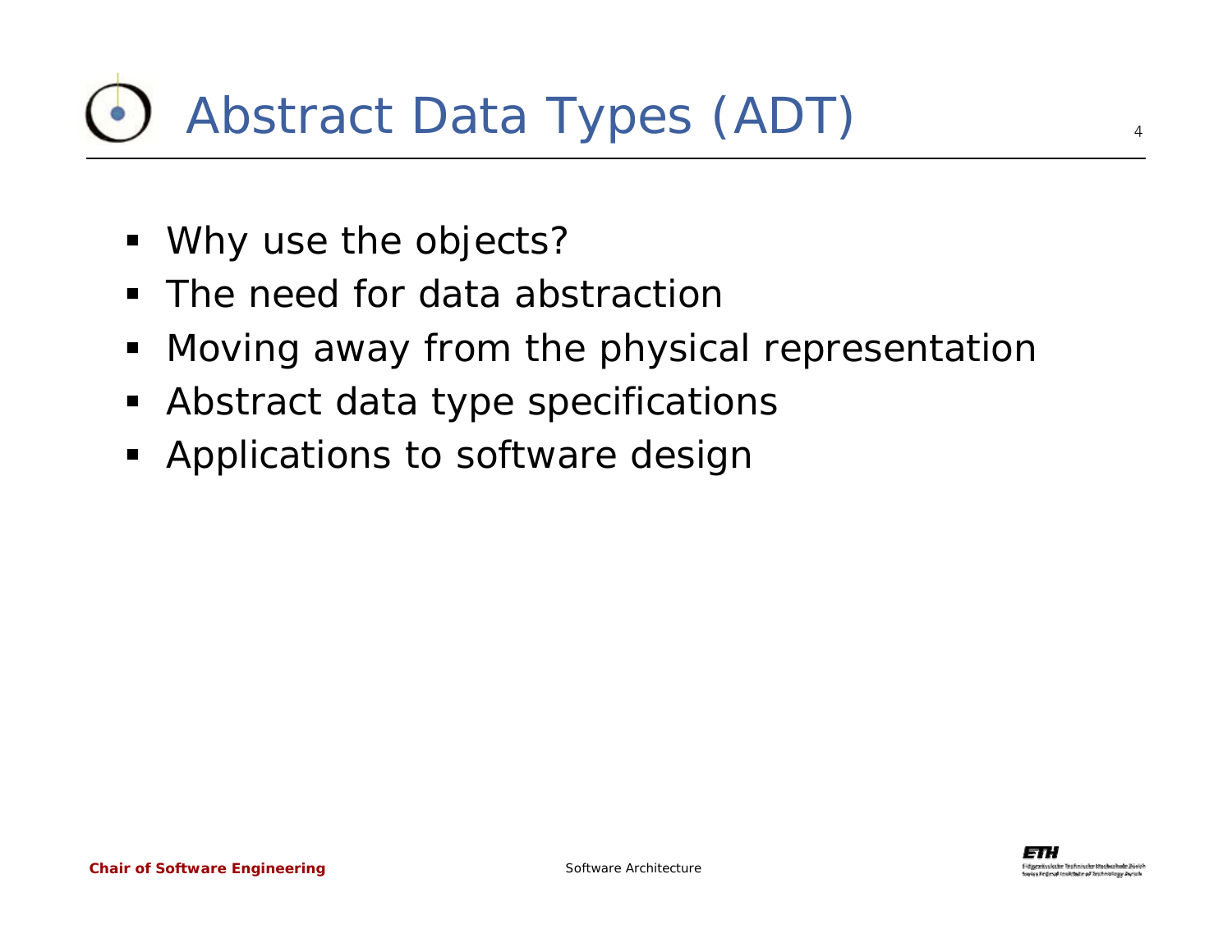# Abstract Data Types (ADT)

- Why use the objects?
- The need for data abstraction
- Moving away from the physical representation
- Abstract data type specifications
- Applications to software design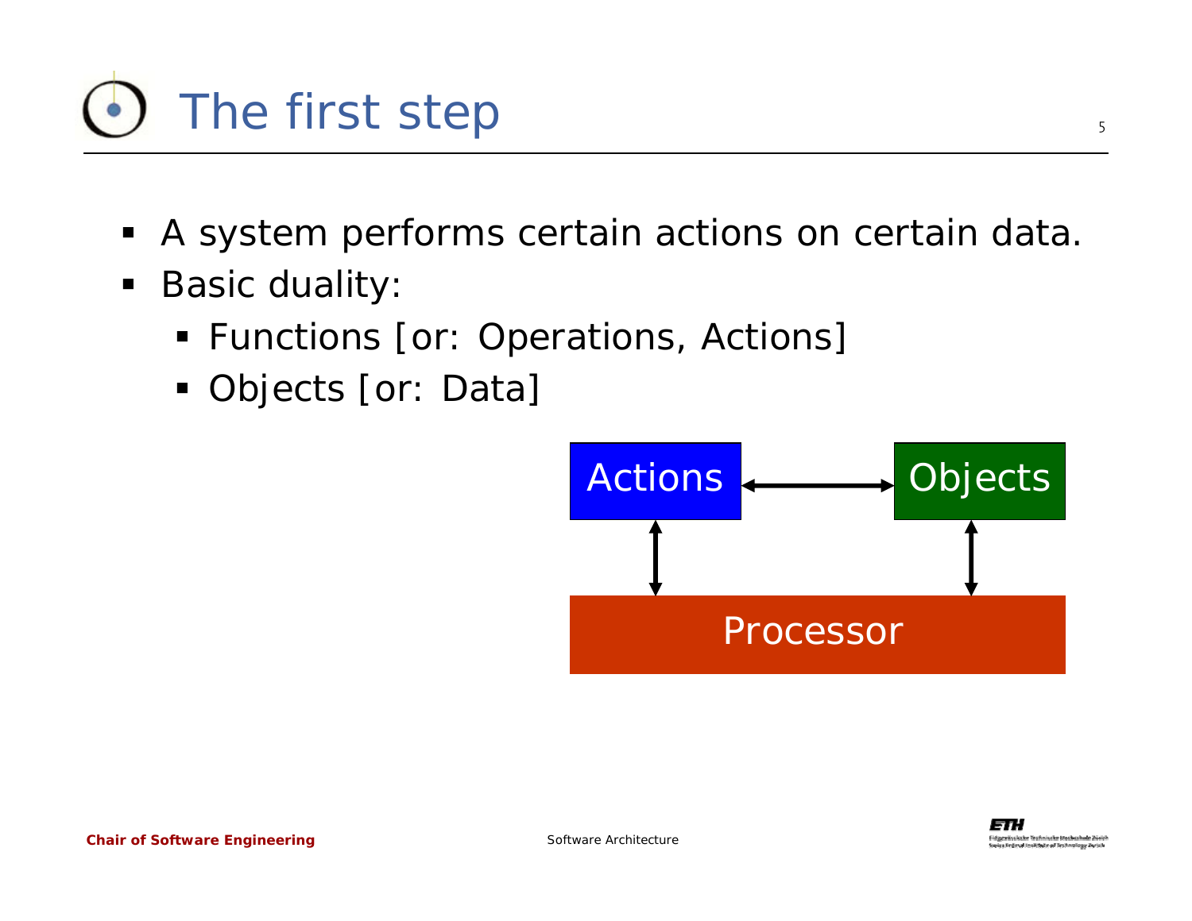# The first step

- A system performs certain actions on certain data.
- Basic duality:
  - Functions [or: Operations, Actions]
  - Objects [or: Data]

Actions ↔ Objects

Processor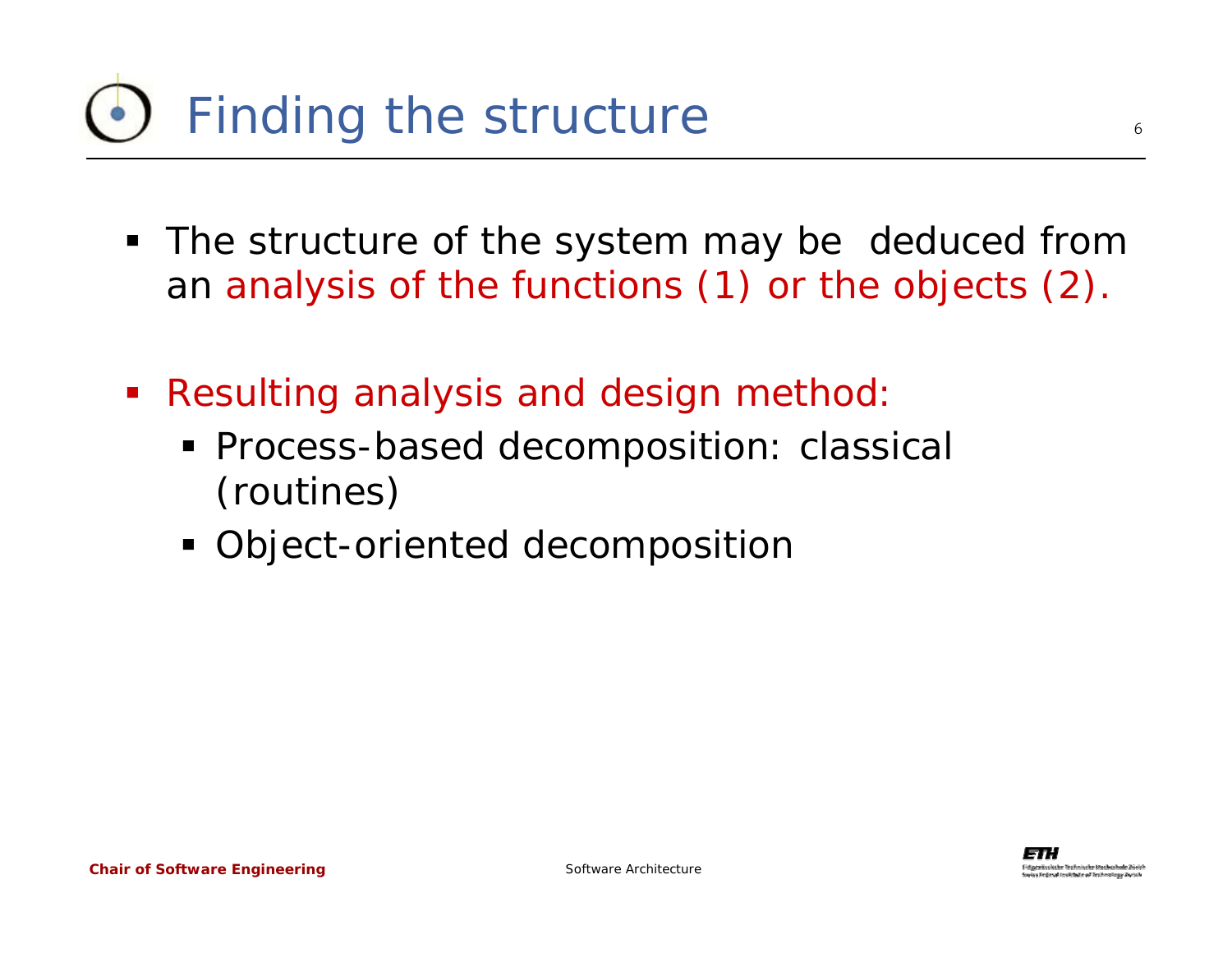# Finding the structure

- The structure of the system may be deduced from an analysis of the functions (1) or the objects (2).

- Resulting analysis and design method:
  - Process-based decomposition: classical (routines)
  - Object-oriented decomposition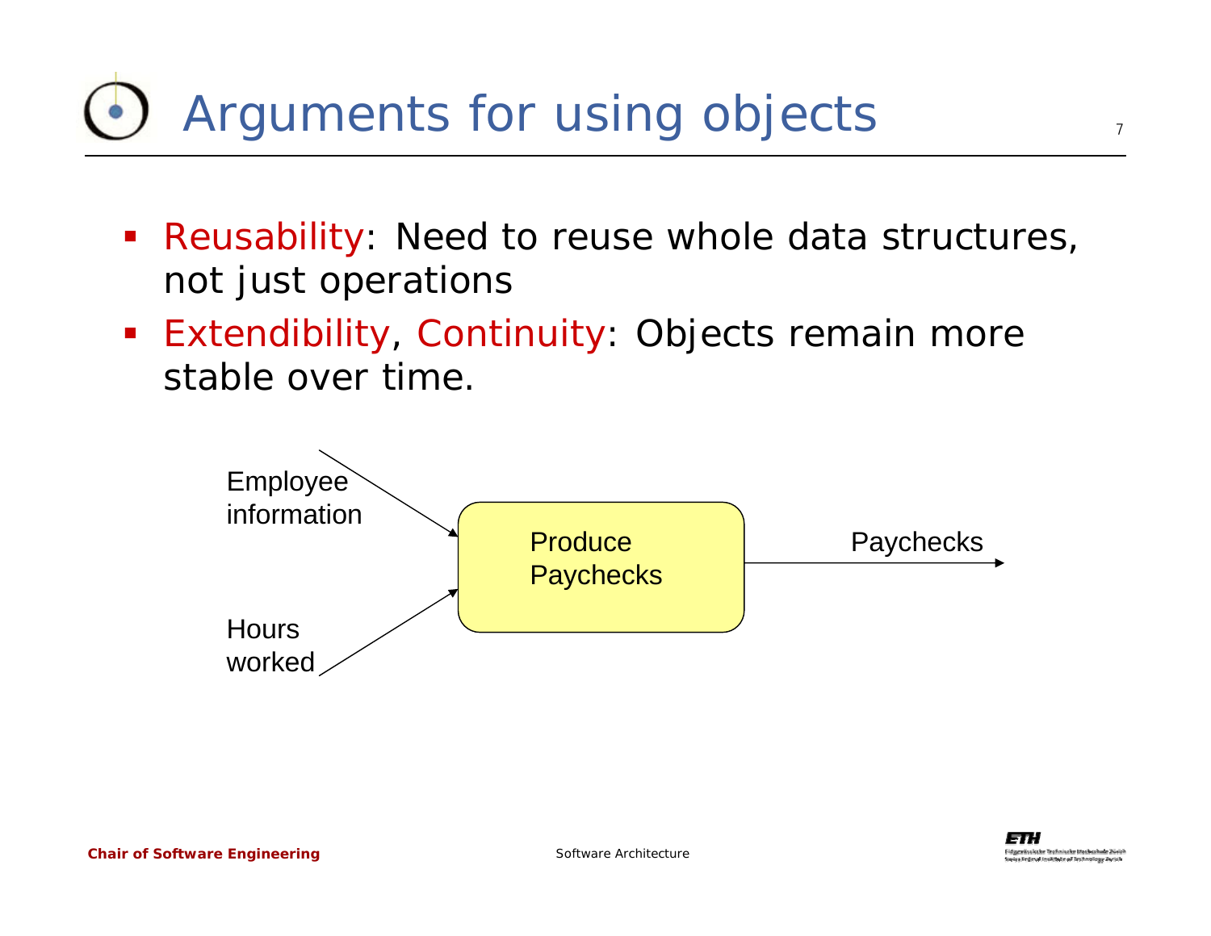# Arguments for using objects

- Reusability: Need to reuse whole data structures, not just operations
- Extendibility, Continuity: Objects remain more stable over time.

Employee information

Hours worked

Produce Paychecks

Paychecks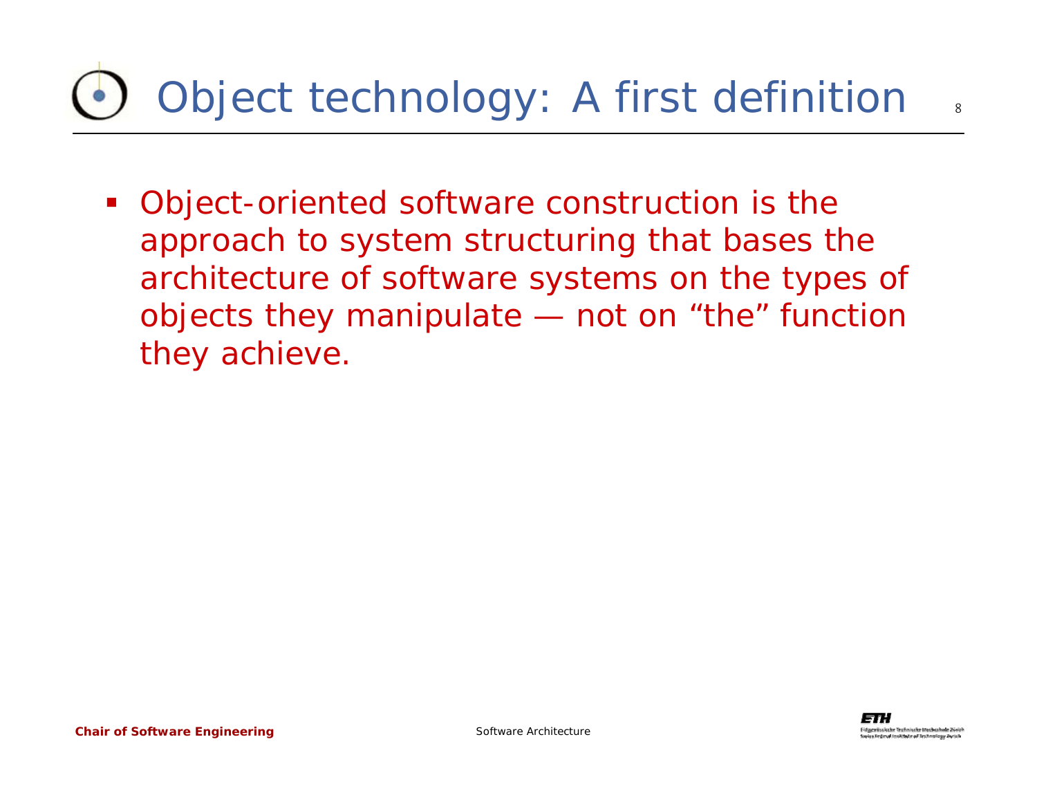# Object technology: A first definition

- Object-oriented software construction is the approach to system structuring that bases the architecture of software systems on the types of objects they manipulate — not on “the” function they achieve.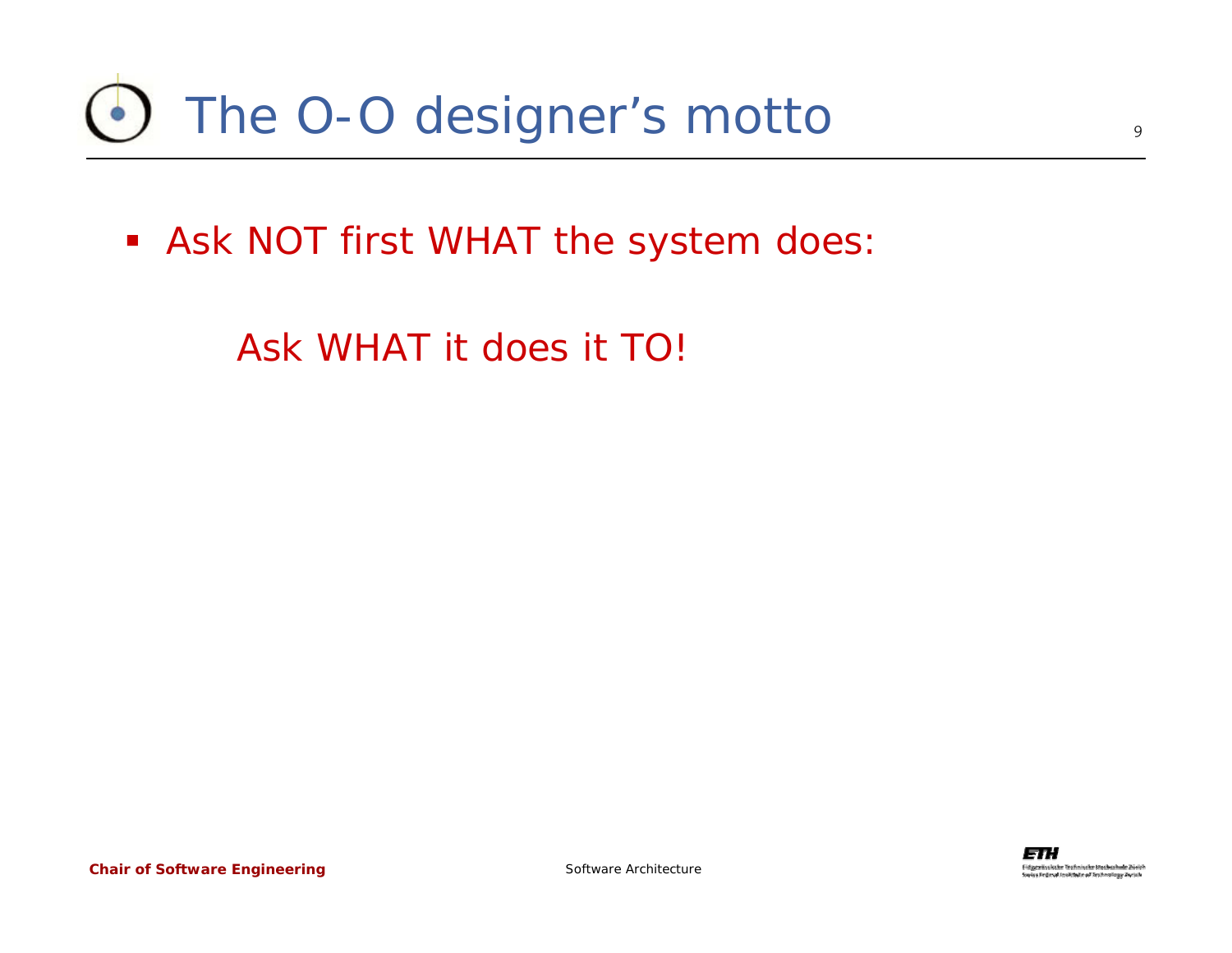# The O-O designer's motto

- Ask NOT first WHAT the system does:

    Ask WHAT it does it TO!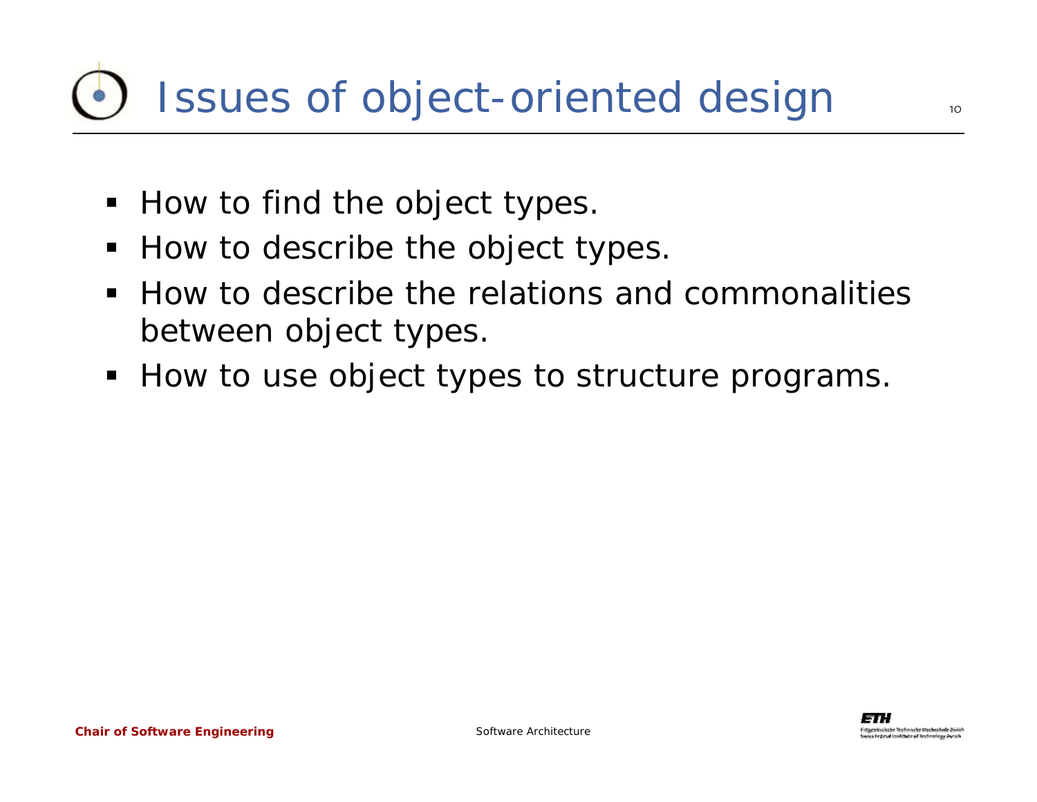# Issues of object-oriented design

- How to find the object types.
- How to describe the object types.
- How to describe the relations and commonalities between object types.
- How to use object types to structure programs.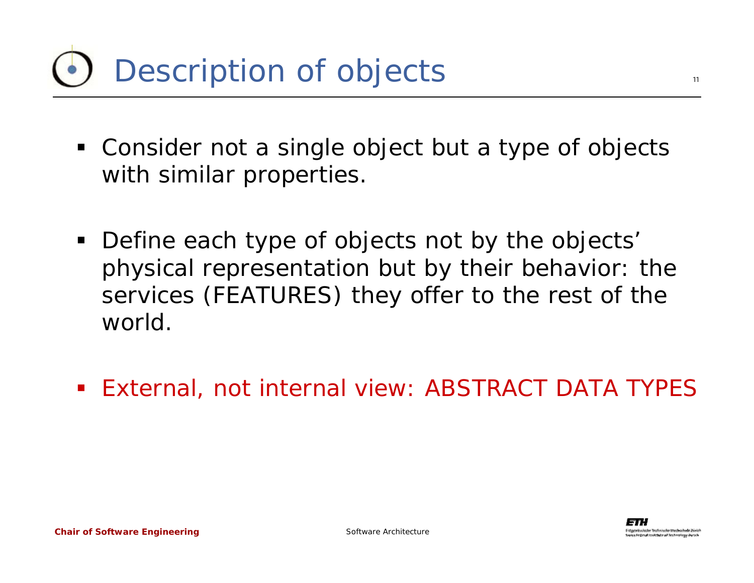# Description of objects

- Consider not a single object but a type of objects with similar properties.
- Define each type of objects not by the objects' physical representation but by their behavior: the services (FEATURES) they offer to the rest of the world.
- External, not internal view: ABSTRACT DATA TYPES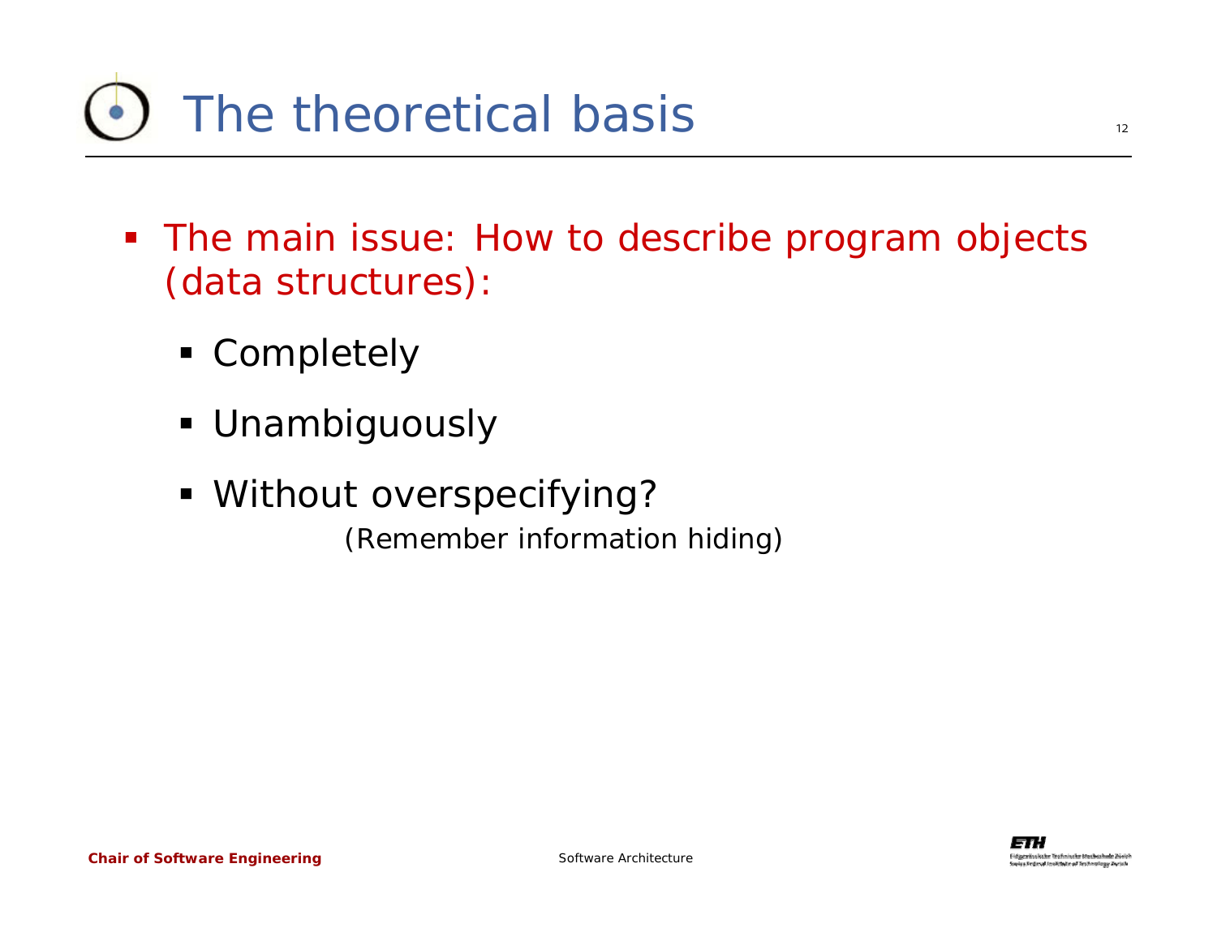# The theoretical basis

- The main issue: How to describe program objects (data structures):
  - Completely
  - Unambiguously
  - Without overspecifying?

    *(Remember information hiding)*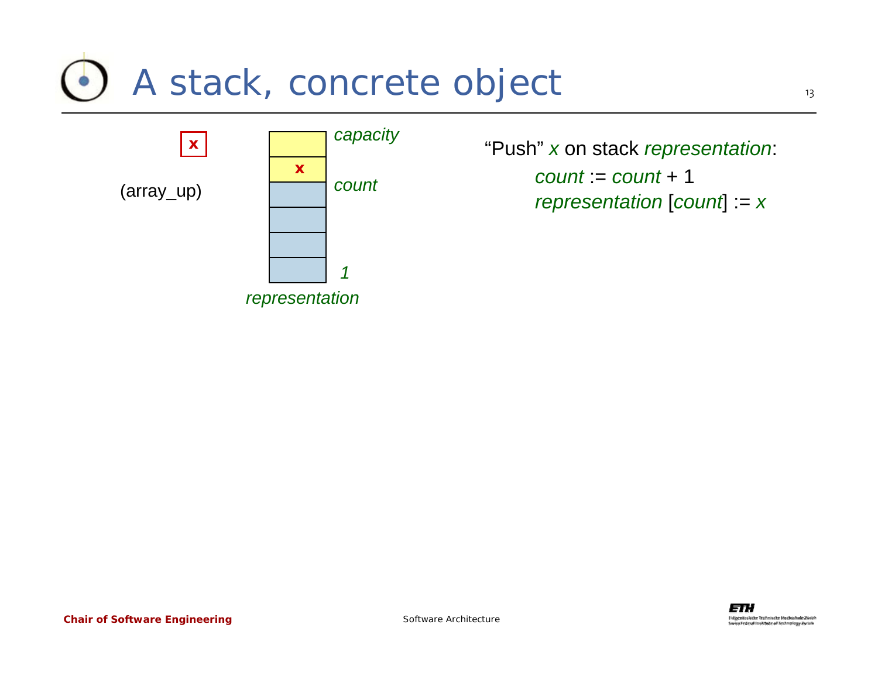# A stack, concrete object

x

(array_up)

capacity

x

count

1

representation

"Push" *x* on stack *representation*:

*count* := *count* + 1
*representation* [*count*] := *x*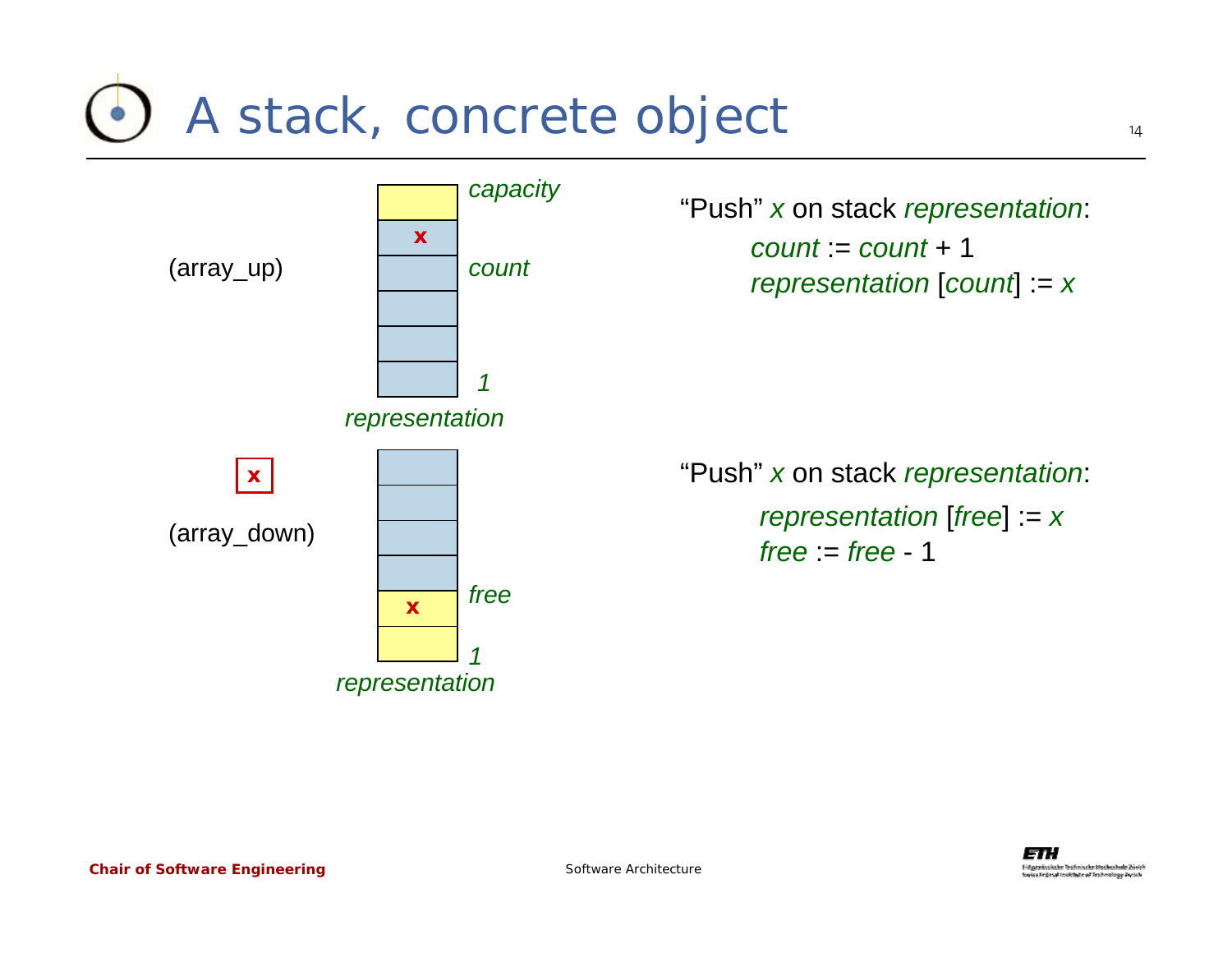# A stack, concrete object

(array_up)

*capacity*

x

*count*

*1*

*representation*

"Push" *x* on stack *representation*:

*count* := *count* + 1
*representation* [*count*] := *x*

x

(array_down)

x

*free*

*1*

*representation*

"Push" *x* on stack *representation*:

*representation* [*free*] := *x*
*free* := *free* - 1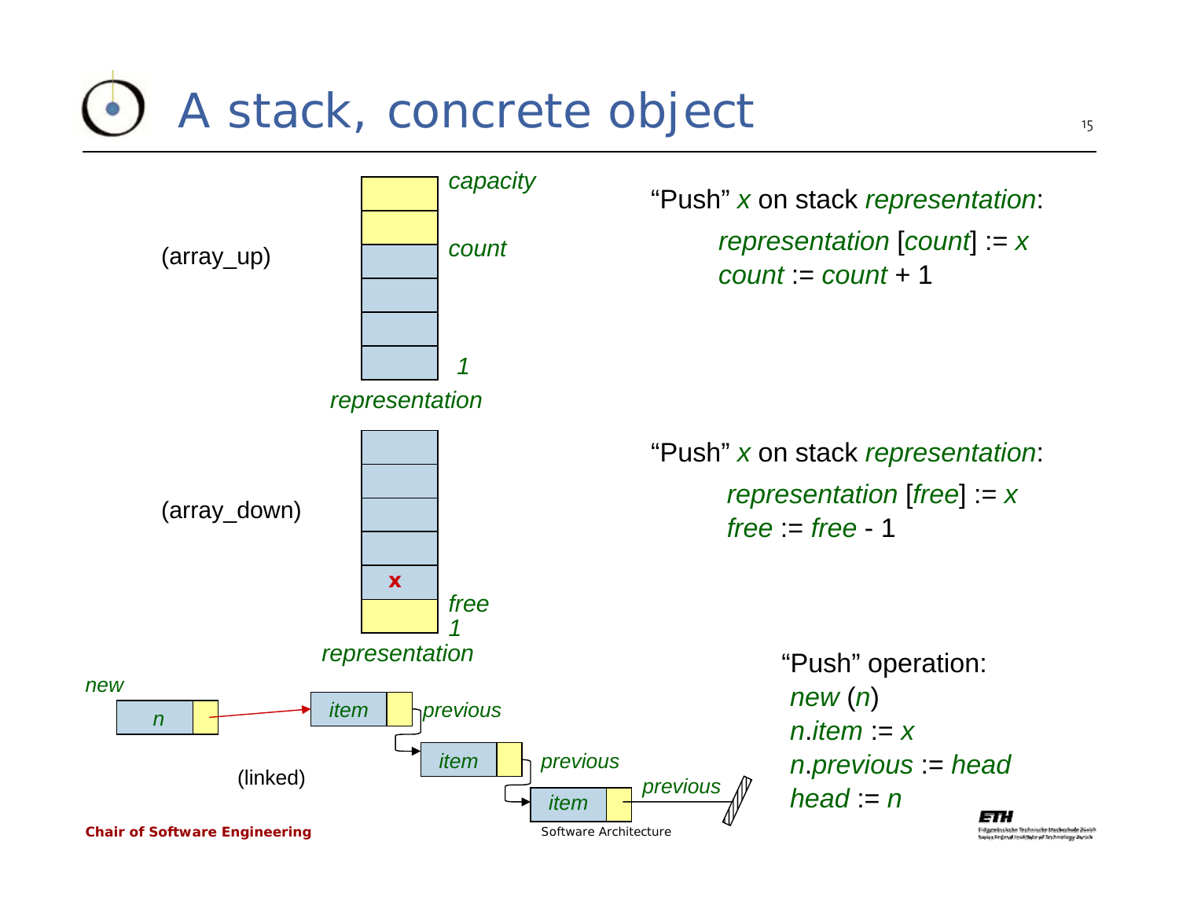# A stack, concrete object

(array_up)

*capacity*

*count*

*1*

*representation*

"Push" *x* on stack *representation*:

```
representation [count] := x
count := count + 1
```

(array_down)

**x**

*free*

*1*

*representation*

"Push" *x* on stack *representation*:

```
representation [free] := x
free := free - 1
```

(linked)

*new*

*n*

*item* *previous*

*item* *previous*

*item* *previous*

"Push" operation:

```
new (n)
n.item := x
n.previous := head
head := n
```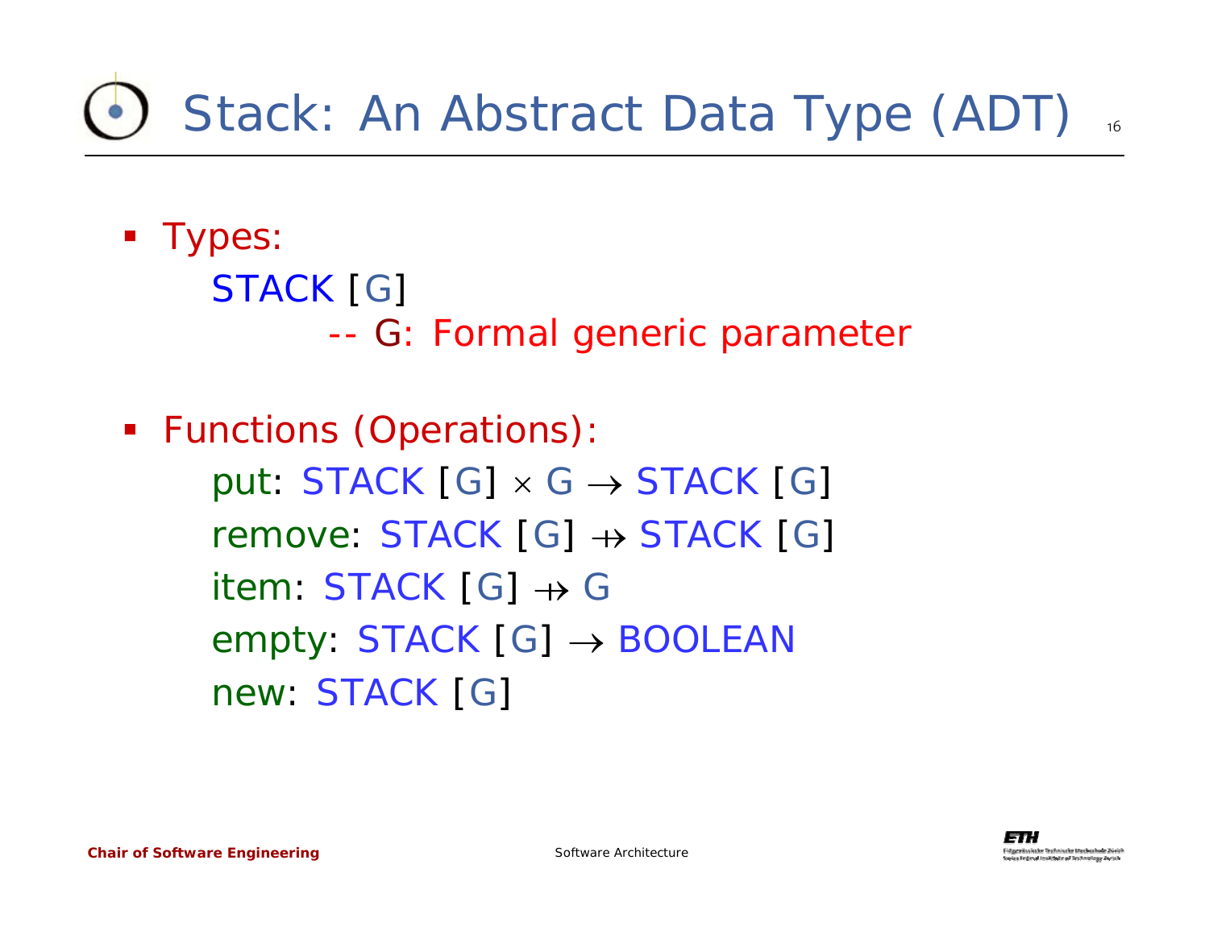# Stack: An Abstract Data Type (ADT)

- Types:

  STACK [G]

  -- G: Formal generic parameter

- Functions (Operations):

  put: $STACK\ [G] \times G \rightarrow STACK\ [G]$

  remove: $STACK\ [G] \nrightarrow STACK\ [G]$

  item: $STACK\ [G] \nrightarrow G$

  empty: $STACK\ [G] \rightarrow BOOLEAN$

  new: STACK [G]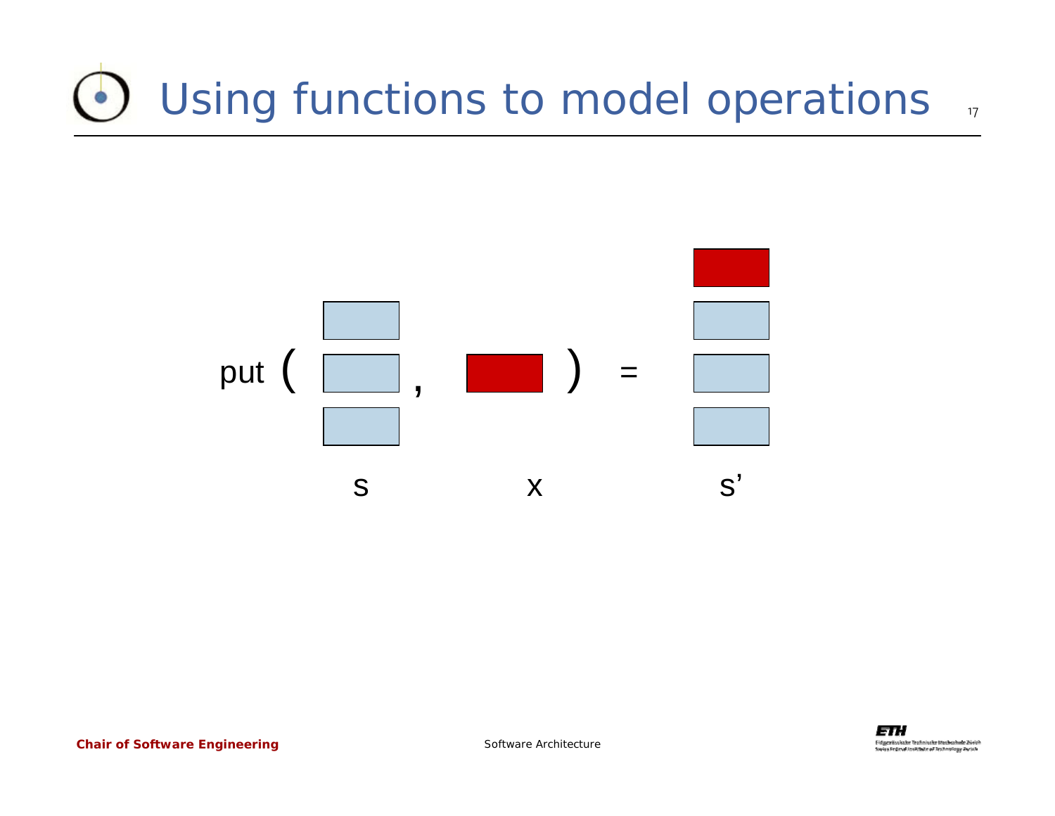# Using functions to model operations

put ( s , x ) = s'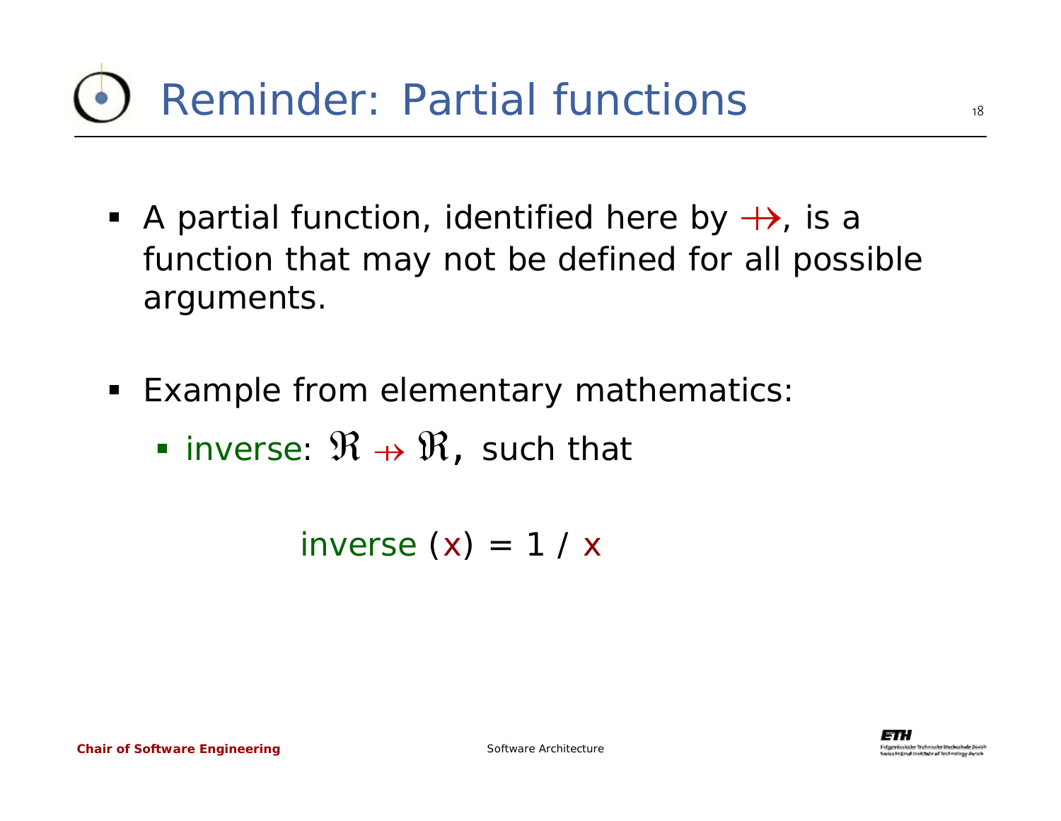# Reminder: Partial functions

- A partial function, identified here by $\nrightarrow$, is a function that may not be defined for all possible arguments.

- Example from elementary mathematics:
  - inverse: $\Re \nrightarrow \Re$, such that

$$\text{inverse}\ (x) = 1\ /\ x$$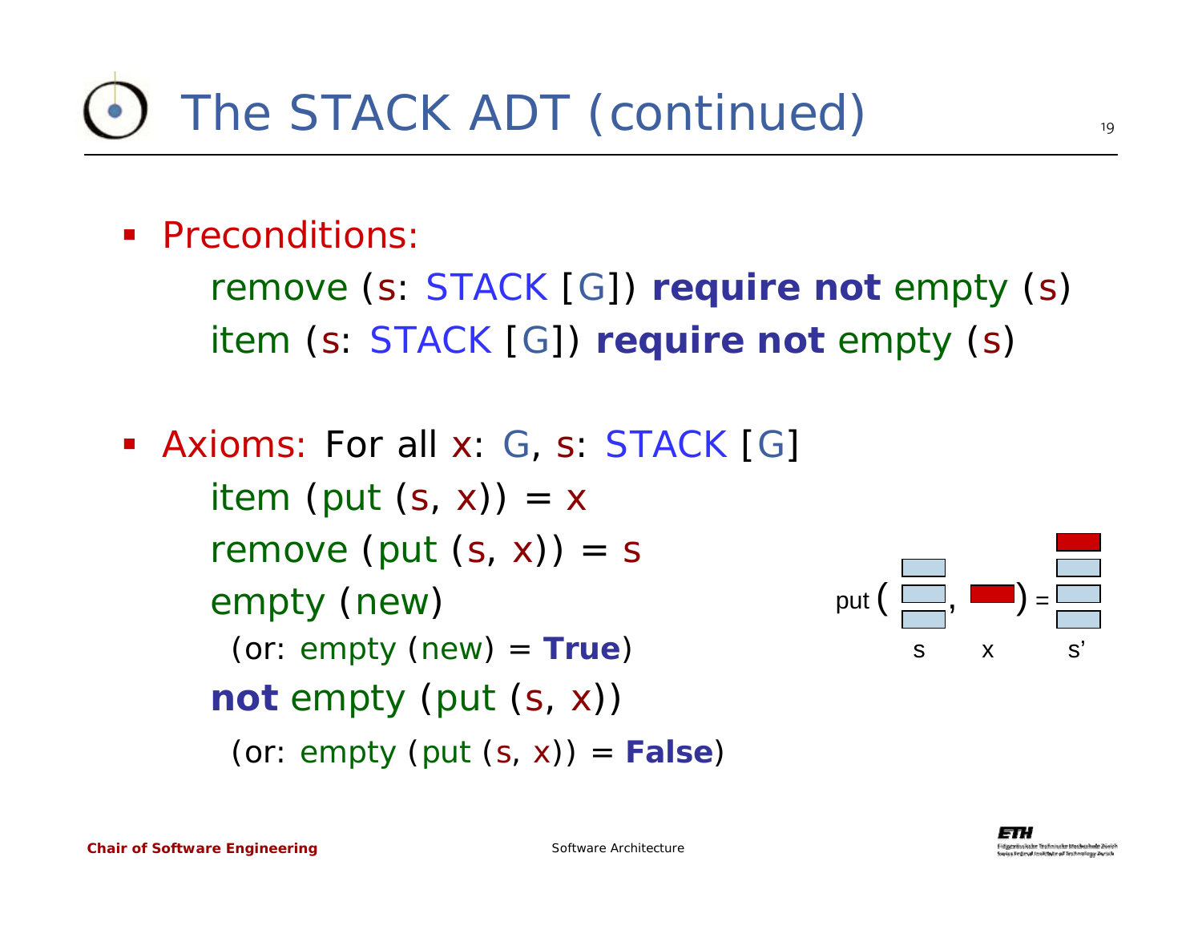# The STACK ADT (continued)

- Preconditions:

  remove (s: STACK [G]) **require not** empty (s)

  item (s: STACK [G]) **require not** empty (s)

- Axioms: For all x: G, s: STACK [G]

  item (put (s, x)) = x

  remove (put (s, x)) = s

  empty (new)

  (or: empty (new) = **True**)

  **not** empty (put (s, x))

  (or: empty (put (s, x)) = **False**)

put ( s , x ) = s'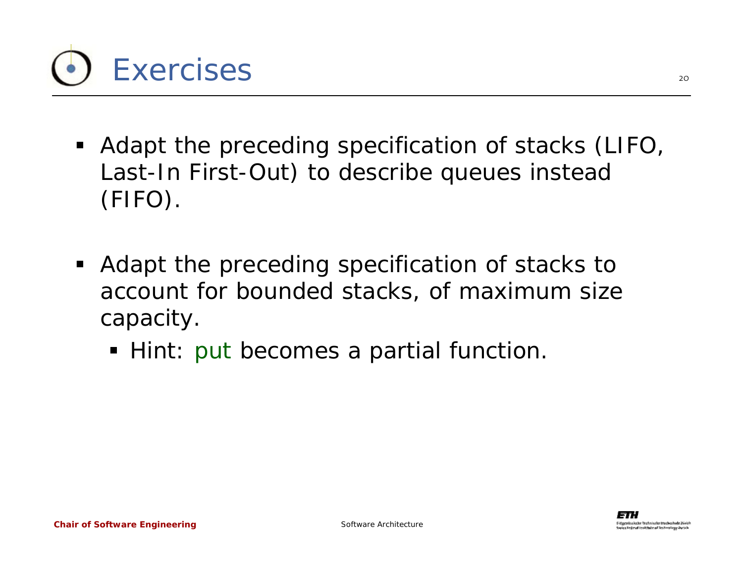# Exercises

- Adapt the preceding specification of stacks (LIFO, Last-In First-Out) to describe queues instead (FIFO).

- Adapt the preceding specification of stacks to account for bounded stacks, of maximum size capacity.
  - Hint: put becomes a partial function.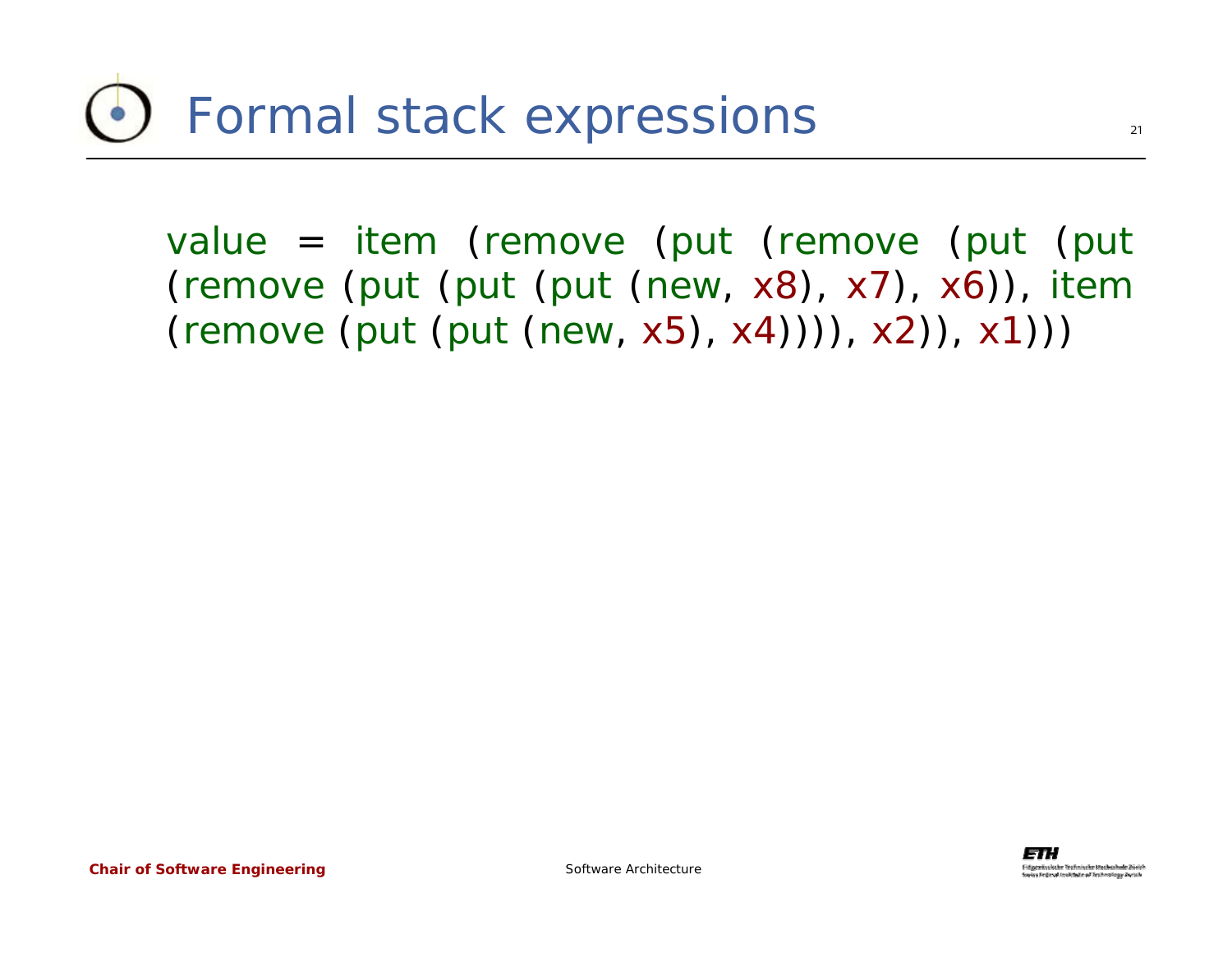# Formal stack expressions

value = item (remove (put (remove (put (put (remove (put (put (put (new, x8), x7), x6)), item (remove (put (put (new, x5), x4)))), x2)), x1)))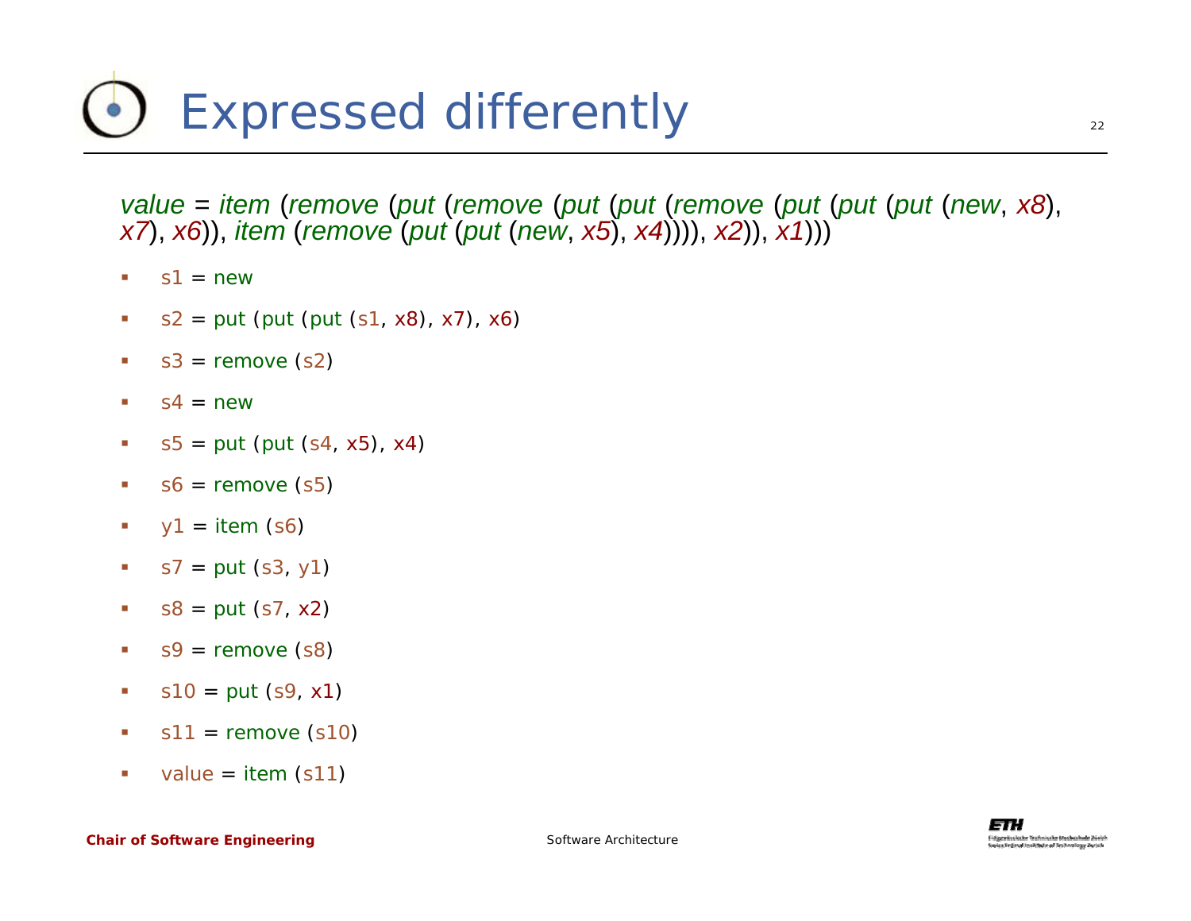# Expressed differently

*value* = *item* (*remove* (*put* (*remove* (*put* (*put* (*remove* (*put* (*put* (*put* (*new*, *x8*), *x7*), *x6*)), *item* (*remove* (*put* (*put* (*new*, *x5*), *x4*)))), *x2*)), *x1*)))

- s1 = new
- s2 = put (put (put (s1, x8), x7), x6)
- s3 = remove (s2)
- s4 = new
- s5 = put (put (s4, x5), x4)
- s6 = remove (s5)
- y1 = item (s6)
- s7 = put (s3, y1)
- s8 = put (s7, x2)
- s9 = remove (s8)
- s10 = put (s9, x1)
- s11 = remove (s10)
- value = item (s11)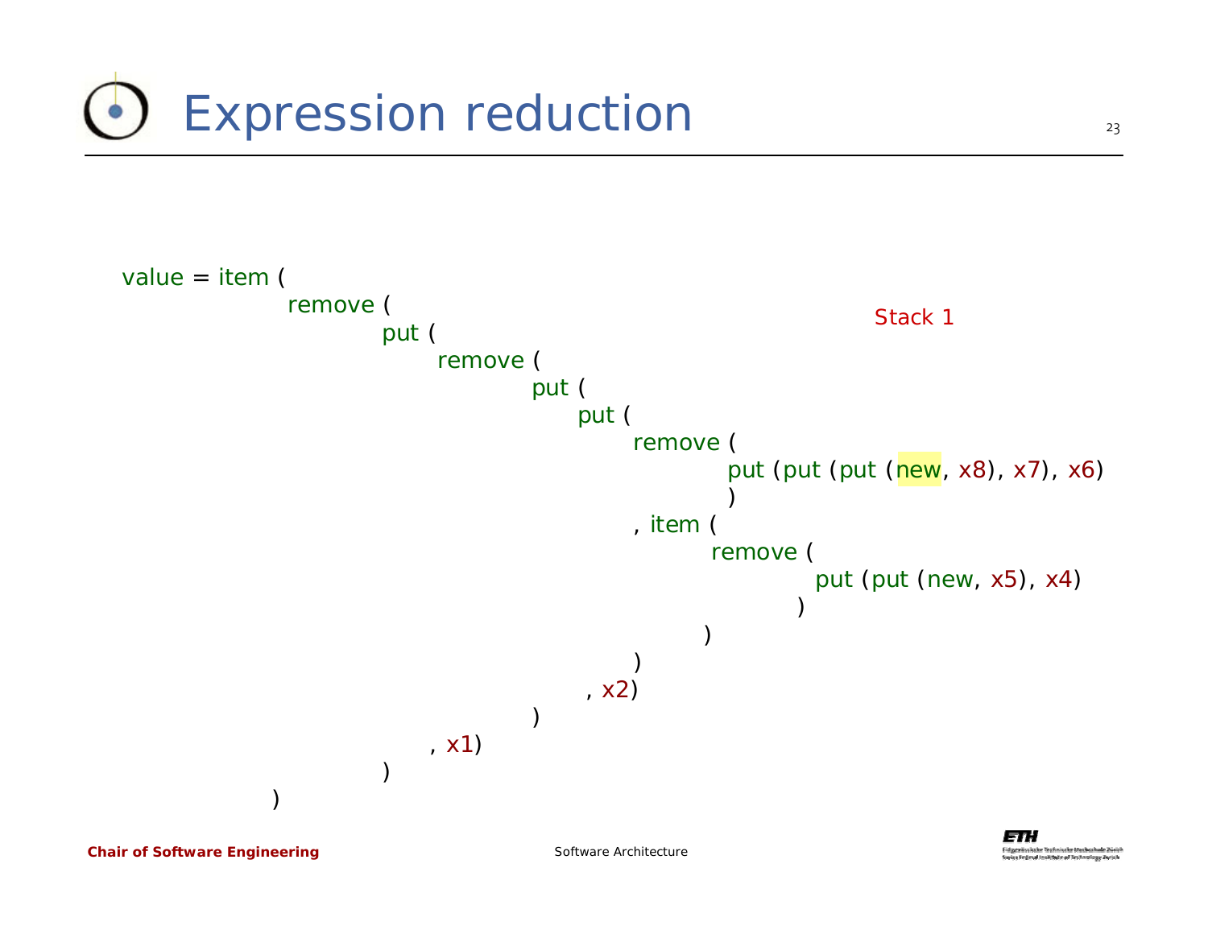# Expression reduction

Stack 1

```
value = item (
           remove (
                  put (
                      remove (
                             put (
                                 put (
                                     remove (
                                            put (put (put (new, x8), x7), x6)
                                            )
                                     , item (
                                           remove (
                                                  put (put (new, x5), x4)
                                                  )
                                           )
                                     )
                                 , x2)
                             )
                      , x1)
                  )
           )
```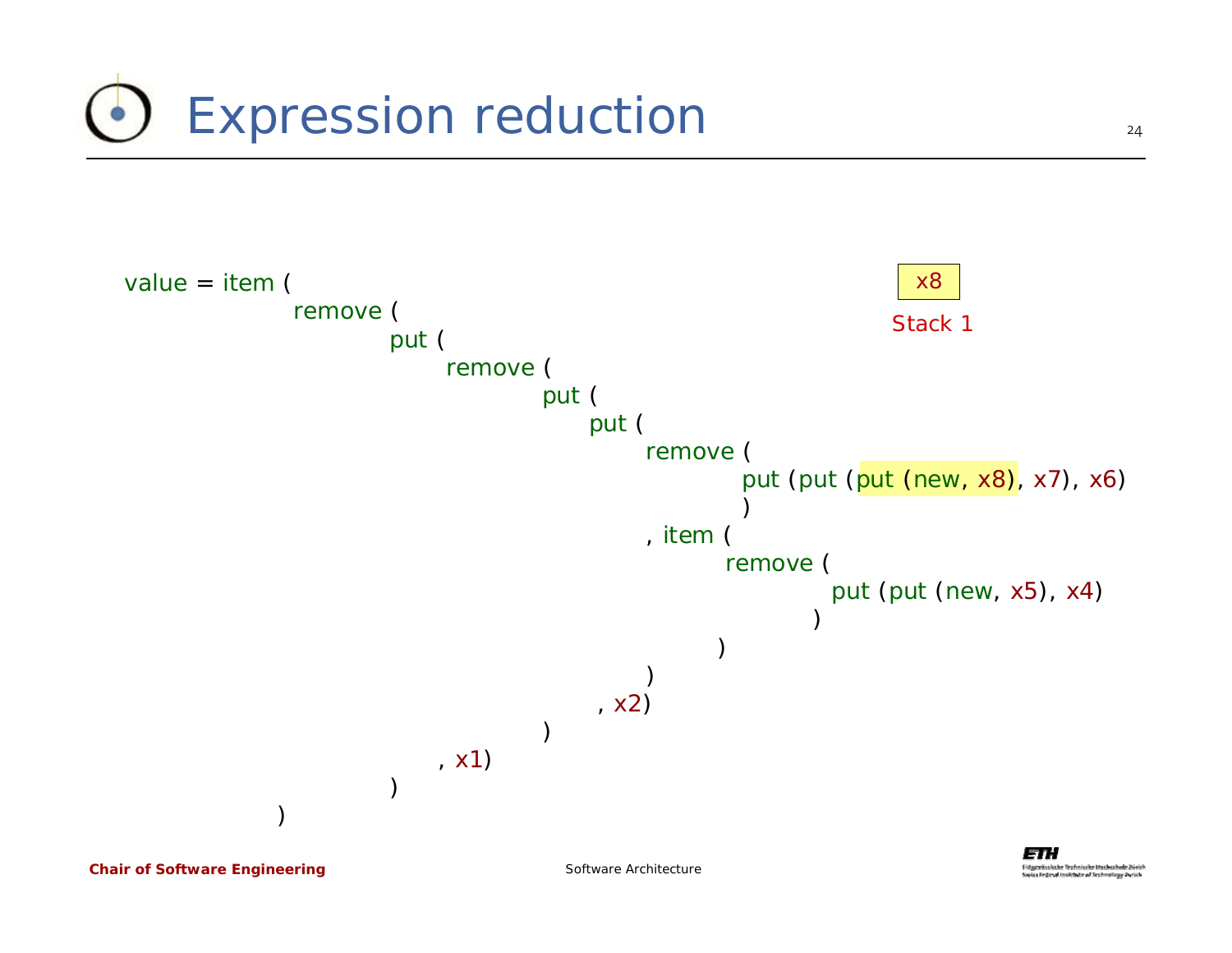# Expression reduction

```
value = item (
            remove (
                    put (
                         remove (
                                 put (
                                      put (
                                           remove (
                                                   put (put (put (new, x8), x7), x6)
                                                   )
                                           , item (
                                                  remove (
                                                         put (put (new, x5), x4)
                                                         )
                                                  )
                                           )
                                      , x2)
                                 )
                         , x1)
                    )
            )
```

x8

Stack 1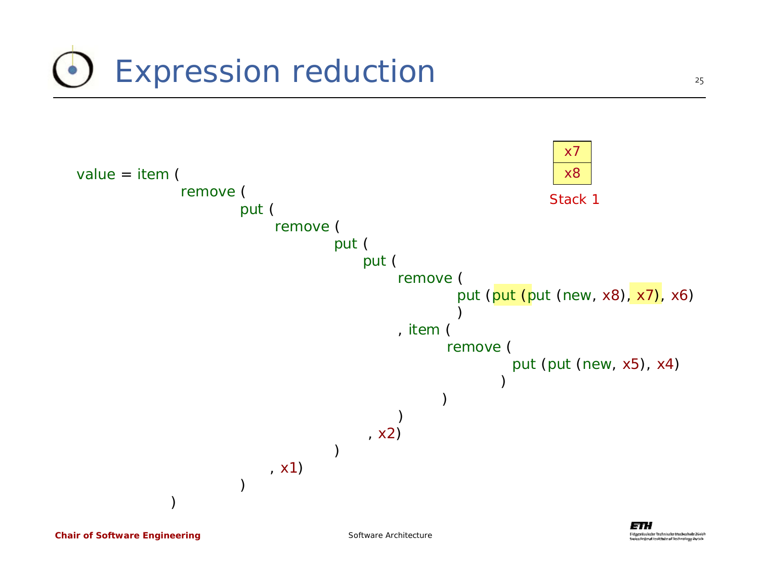# Expression reduction

| x7 |
| --- |
| x8 |

Stack 1

```
value = item (
            remove (
                    put (
                        remove (
                                put (
                                    put (
                                        remove (
                                                put (put (put (new, x8), x7), x6)
                                                )
                                        , item (
                                                remove (
                                                        put (put (new, x5), x4)
                                                       )
                                               )
                                        )
                                    , x2)
                                )
                        , x1)
                    )
            )
```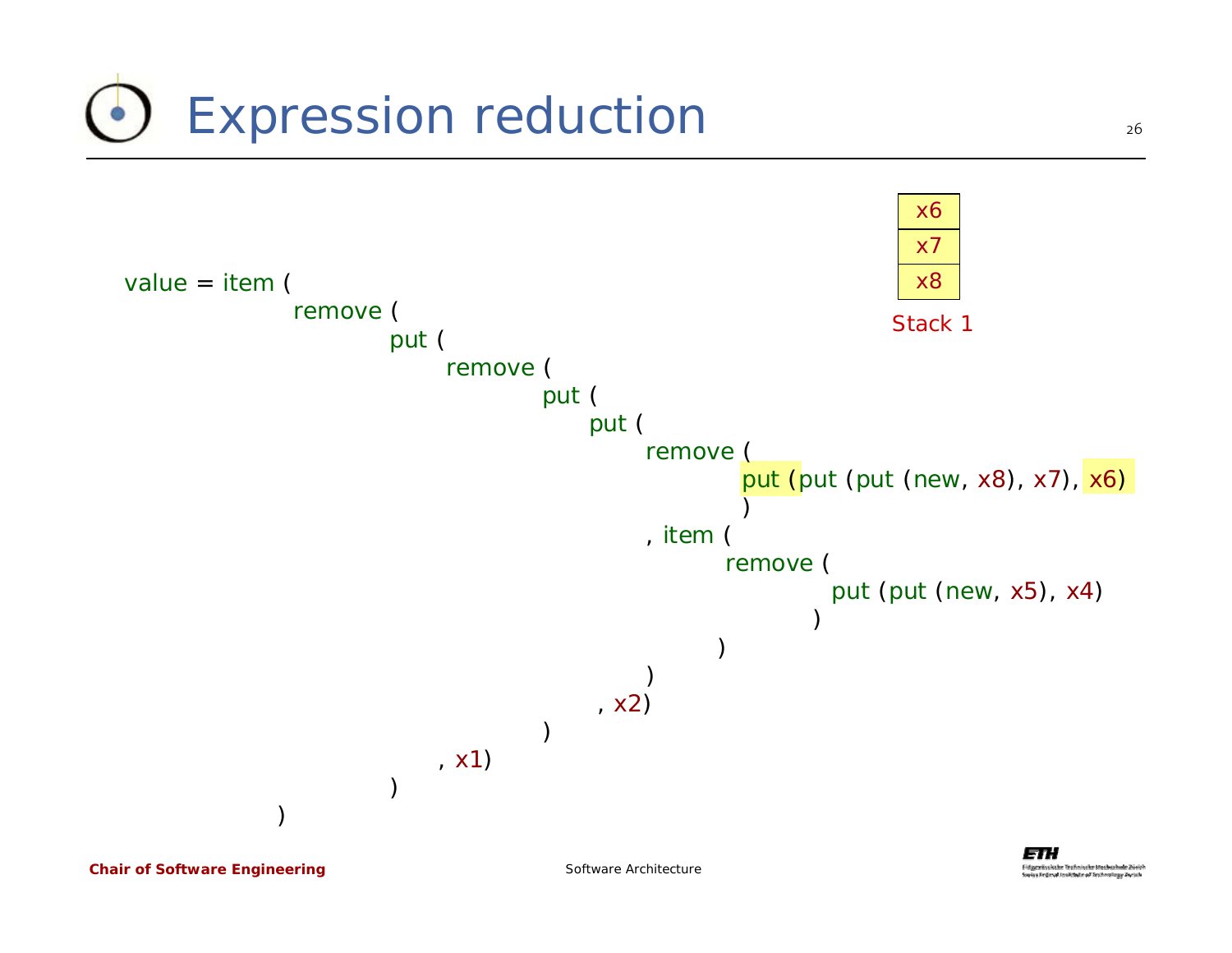# Expression reduction

| x6 |
|---|
| x7 |
| x8 |

Stack 1

```
value = item (
            remove (
                    put (
                         remove (
                                 put (
                                     put (
                                          remove (
                                                  put (put (put (new, x8), x7), x6)
                                                  )
                                          , item (
                                                 remove (
                                                         put (put (new, x5), x4)
                                                        )
                                                )
                                         )
                                    , x2)
                                 )
                        , x1)
                    )
           )
```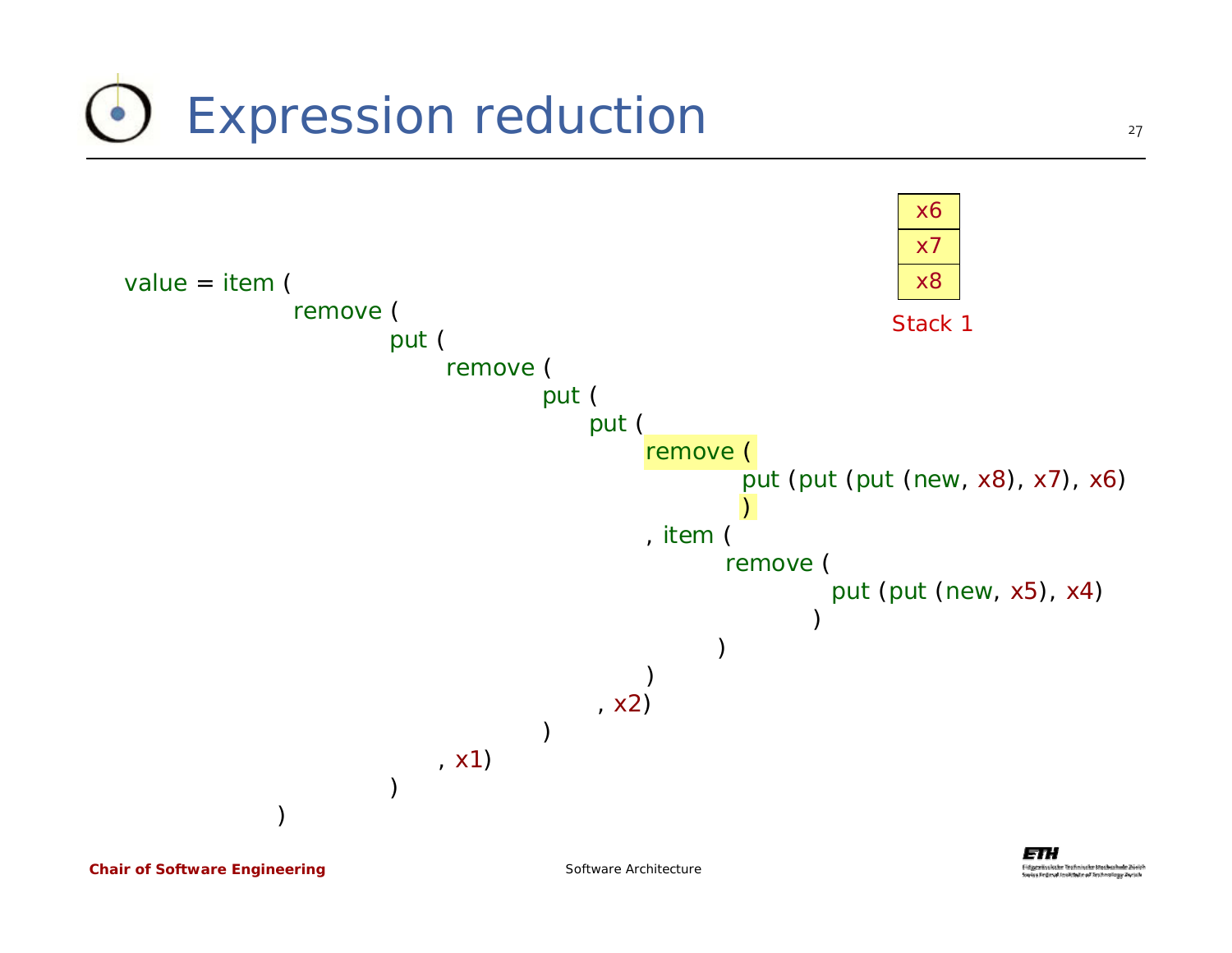# Expression reduction

| x6 |
|---|
| x7 |
| x8 |

Stack 1

```
value = item (
          remove (
                put (
                     remove (
                           put (
                               put (
                                   remove (
                                         put (put (put (new, x8), x7), x6)
                                         )
                                   , item (
                                         remove (
                                               put (put (new, x5), x4)
                                               )
                                         )
                                   )
                               , x2)
                           )
                     , x1)
                )
          )
```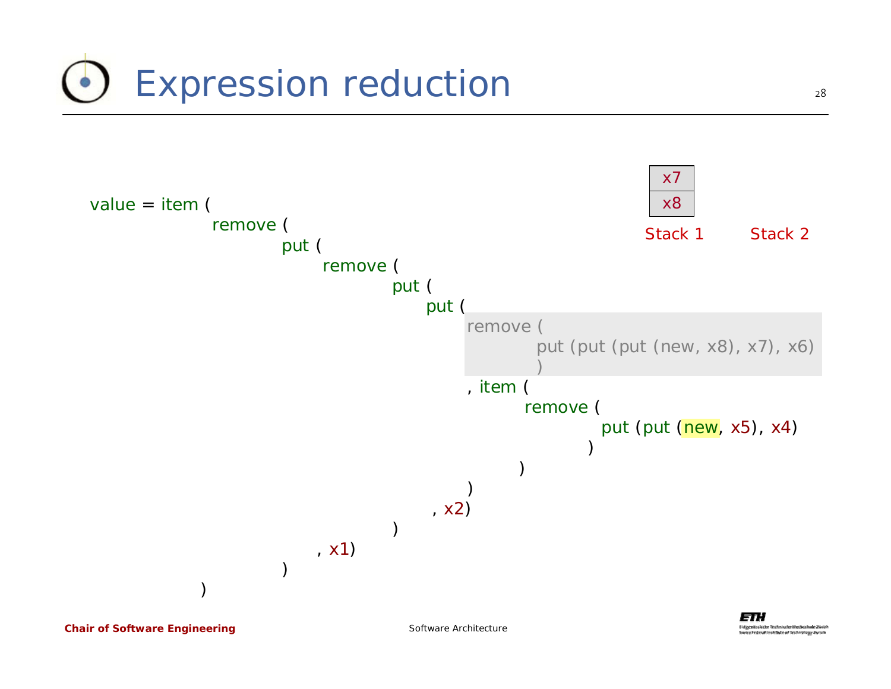# Expression reduction

```
value = item (
            remove (
                    put (
                         remove (
                                 put (
                                     put (
                                          remove (
                                                  put (put (put (new, x8), x7), x6)
                                                  )
                                          , item (
                                                  remove (
                                                          put (put (new, x5), x4)
                                                         )
                                                 )
                                          )
                                     , x2)
                                 )
                         , x1)
                    )
            )
```

| Stack 1 | Stack 2 |
|---|---|
| x7 | |
| x8 | |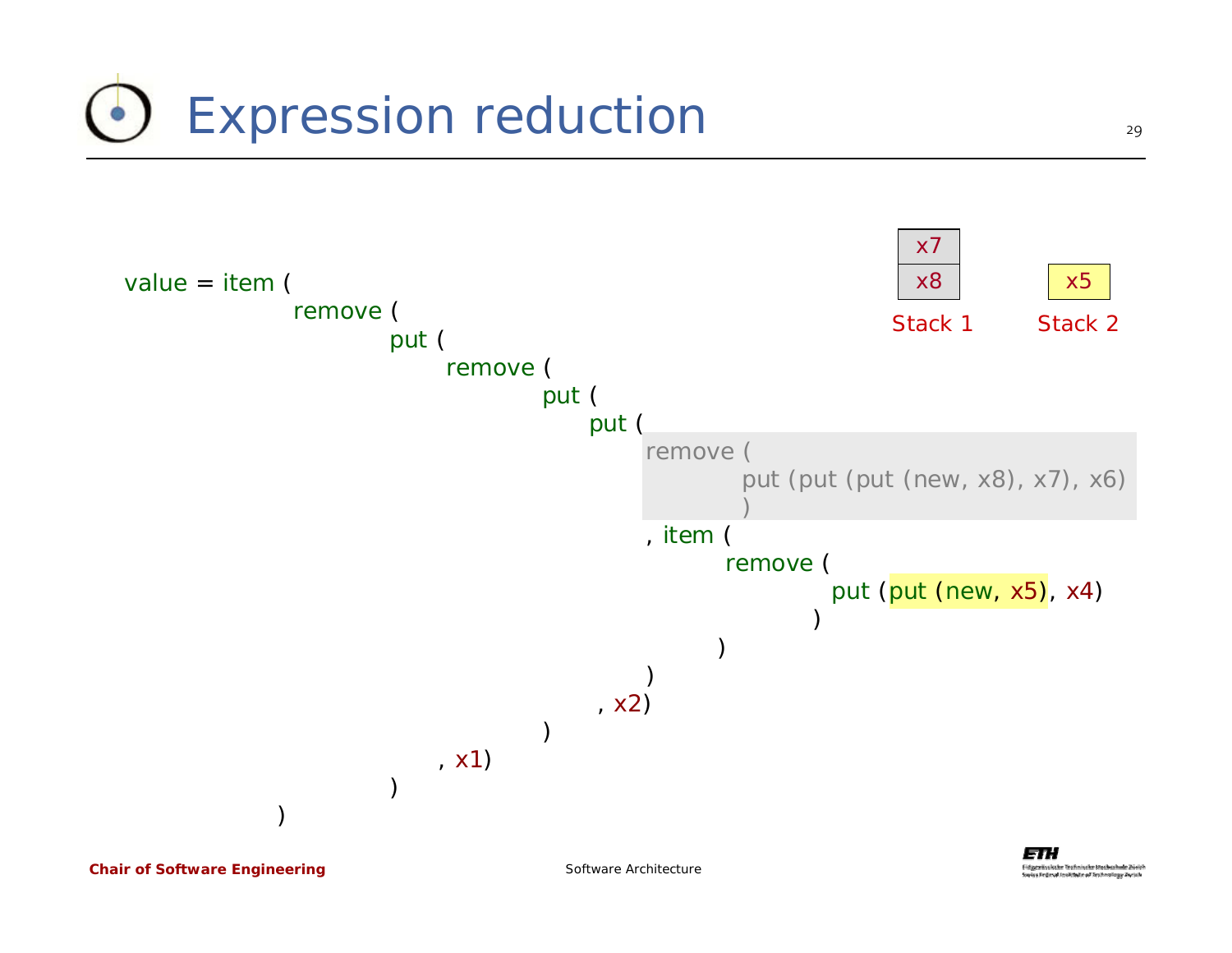# Expression reduction

| x7 |
| --- |
| x8 |

Stack 1

| x5 |
| --- |

Stack 2

```
value = item (
            remove (
                    put (
                         remove (
                                  put (
                                       put (
                                            remove (
                                                    put (put (put (new, x8), x7), x6)
                                                    )
                                            , item (
                                                    remove (
                                                            put (put (new, x5), x4)
                                                            )
                                                    )
                                            )
                                       , x2)
                                  )
                         , x1)
                    )
            )
```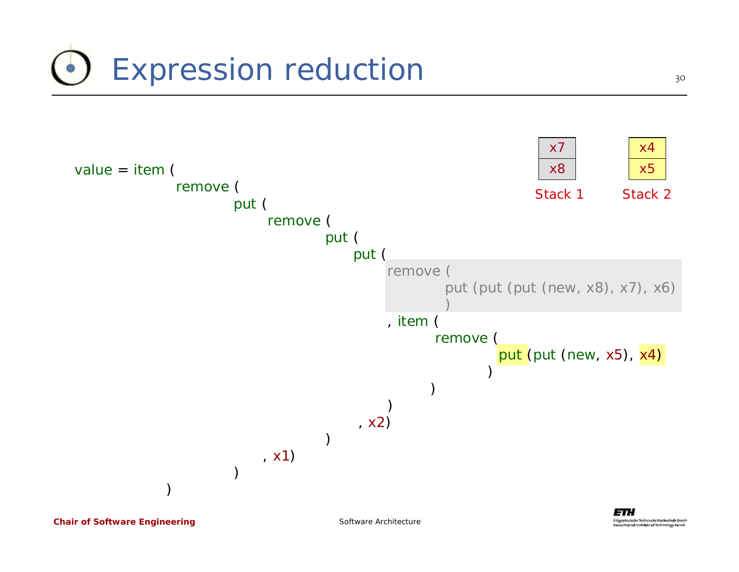# Expression reduction

| Stack 1 |
| --- |
| x7 |
| x8 |

| Stack 2 |
| --- |
| x4 |
| x5 |

```
value = item (
            remove (
                    put (
                        remove (
                                put (
                                    put (
                                        remove (
                                                put (put (put (new, x8), x7), x6)
                                                )
                                        , item (
                                                remove (
                                                        put (put (new, x5), x4)
                                                        )
                                                )
                                        )
                                    , x2)
                                )
                        , x1)
                    )
            )
```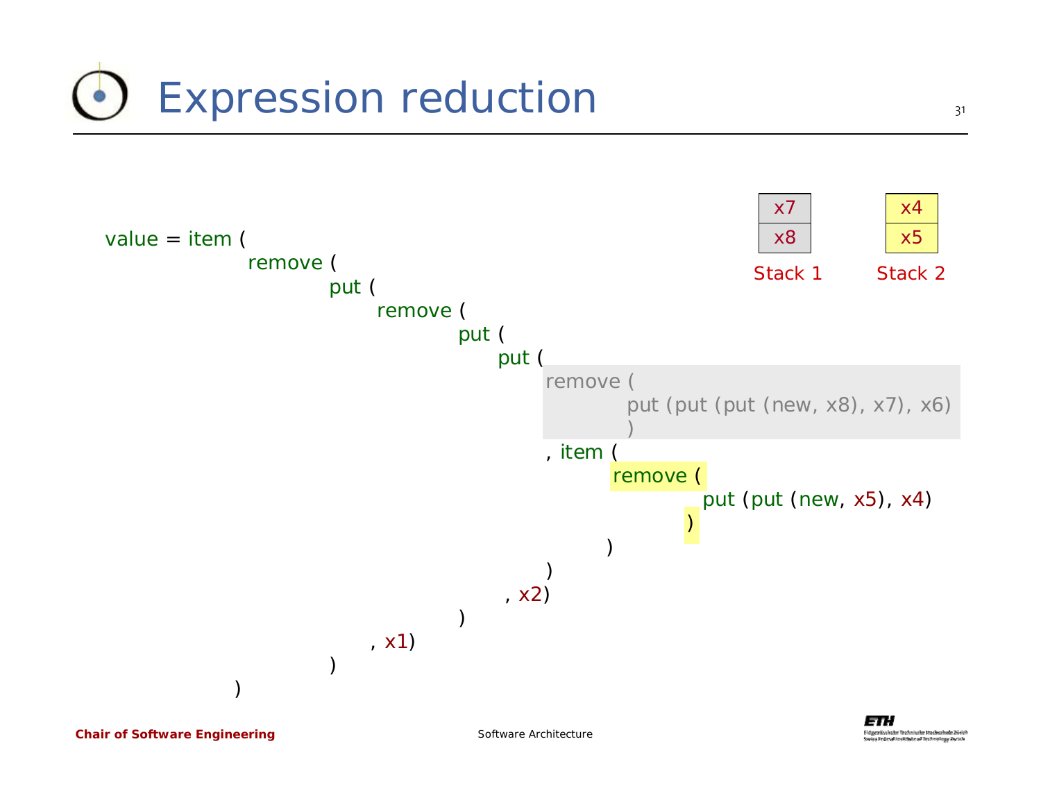# Expression reduction

```
value = item (
            remove (
                    put (
                         remove (
                                 put (
                                     put (
                                          remove (
                                                  put (put (put (new, x8), x7), x6)
                                                  )
                                          , item (
                                                  remove (
                                                          put (put (new, x5), x4)
                                                         )
                                                 )
                                         )
                                     , x2)
                                 )
                         , x1)
                    )
            )
```

| Stack 1 |
|---|
| x7 |
| x8 |

| Stack 2 |
|---|
| x4 |
| x5 |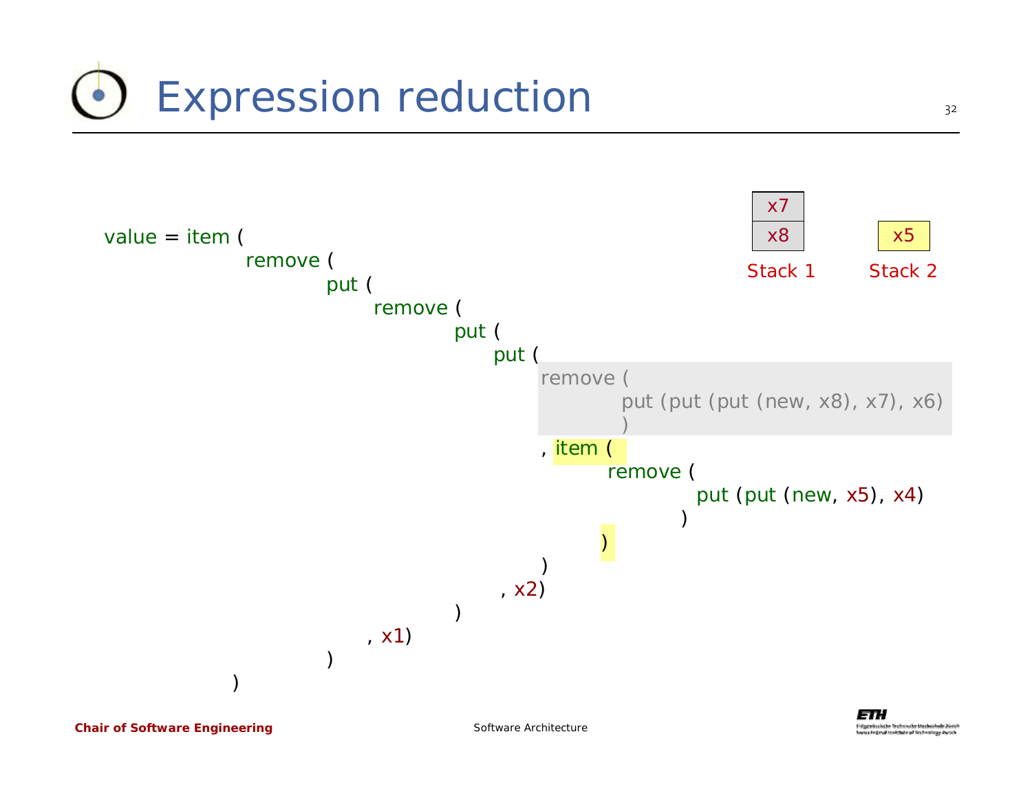# Expression reduction

```
value = item (
            remove (
                put (
                    remove (
                        put (
                            put (
                                remove (
                                    put (put (put (new, x8), x7), x6)
                                    )
                                , item (
                                        remove (
                                            put (put (new, x5), x4)
                                            )
                                        )
                                )
                            , x2)
                        )
                    , x1)
                )
            )
```

| Stack 1 | Stack 2 |
|---|---|
| x7 | |
| x8 | x5 |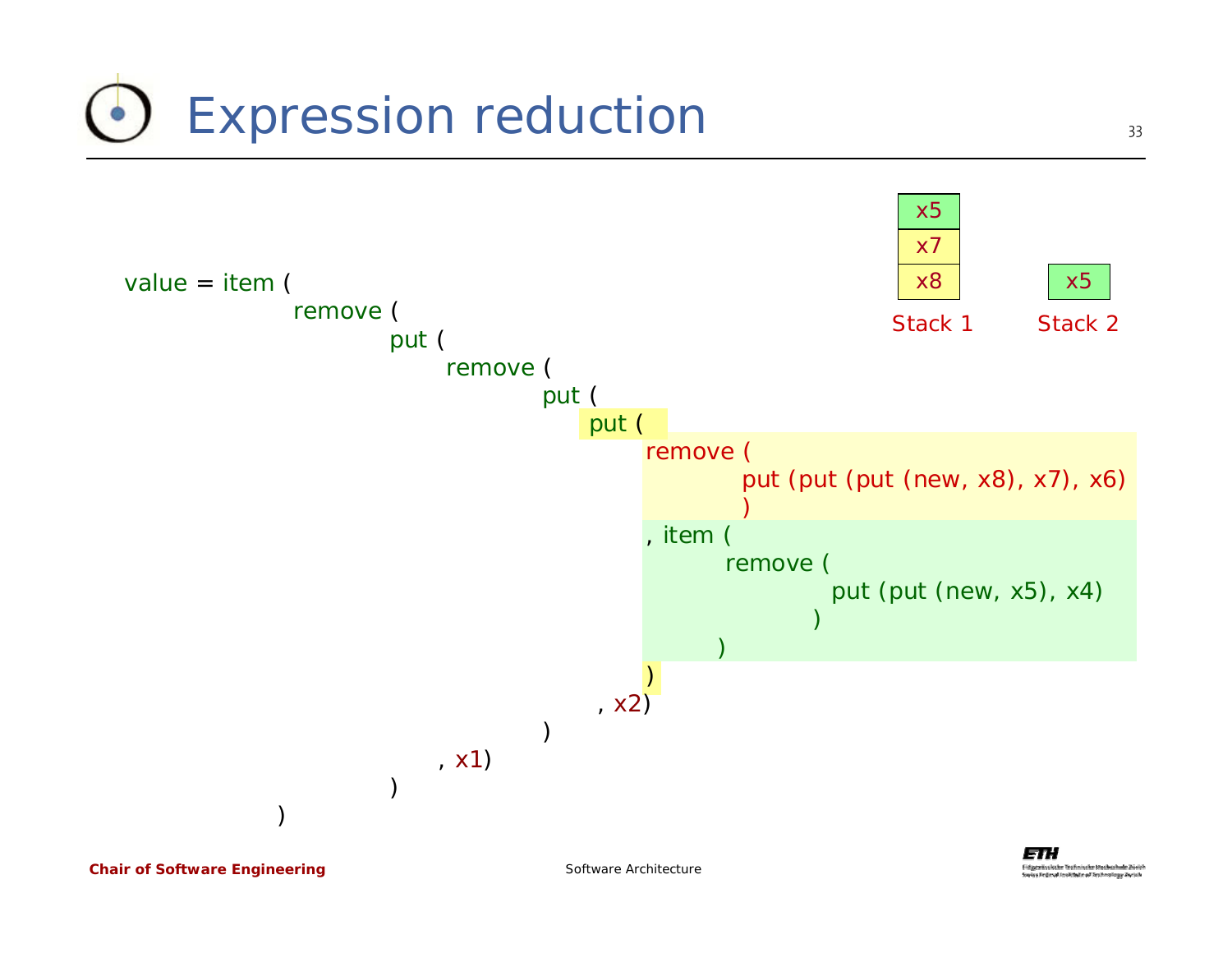# Expression reduction

```
value = item (
            remove (
                    put (
                         remove (
                                 put (
                                     put (
                                          remove (
                                                  put (put (put (new, x8), x7), x6)
                                                  )
                                          , item (
                                                  remove (
                                                          put (put (new, x5), x4)
                                                          )
                                                  )
                                          )
                                     , x2)
                                 )
                         , x1)
                    )
            )
```

| Stack 1 |
|---|
| x5 |
| x7 |
| x8 |

| Stack 2 |
|---|
| x5 |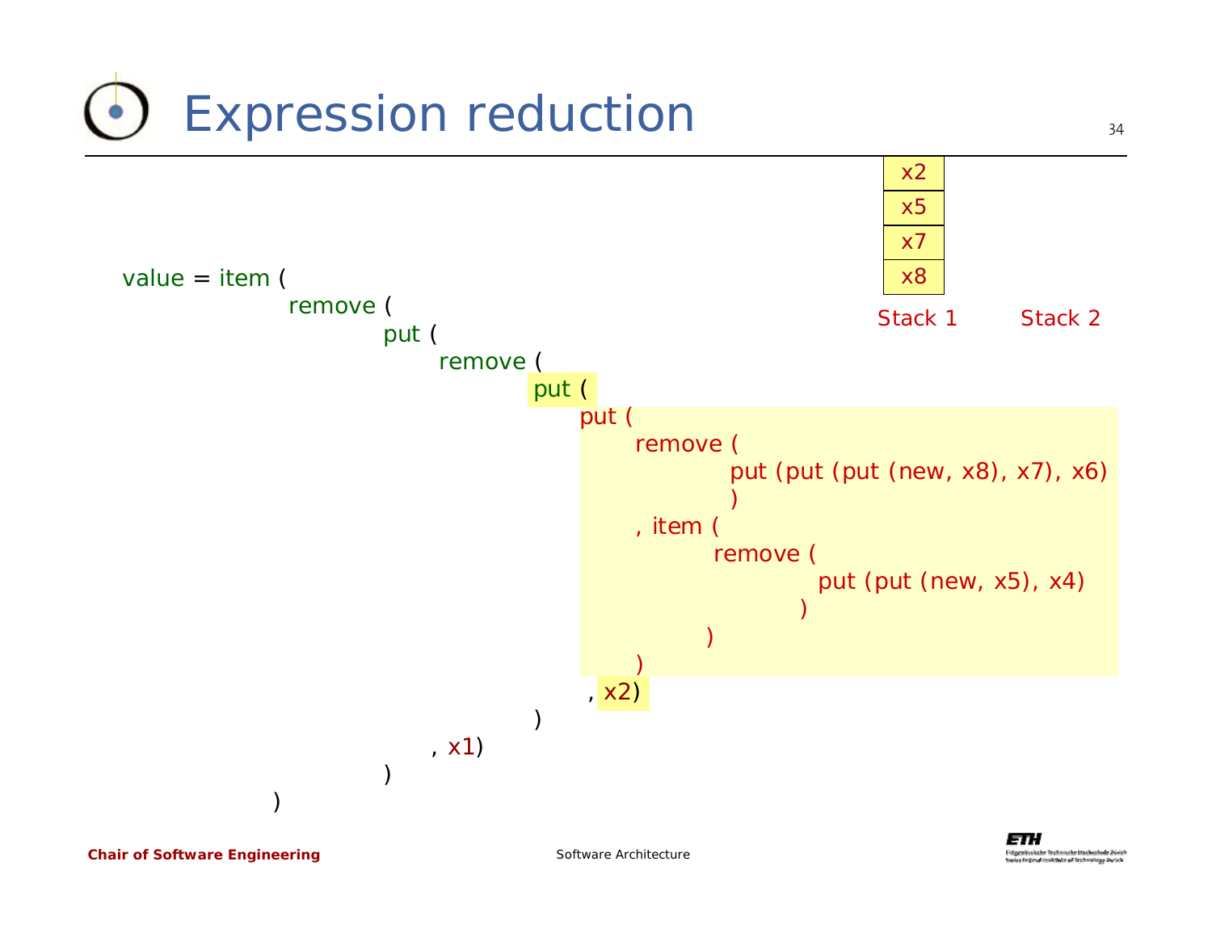# Expression reduction

```
value = item (
            remove (
                   put (
                       remove (
                              put (
                                  put (
                                      remove (
                                             put (put (put (new, x8), x7), x6)
                                             )
                                      , item (
                                             remove (
                                                    put (put (new, x5), x4)
                                                    )
                                             )
                                      )
                                  , x2)
                              )
                       , x1)
                   )
            )
```

| Stack 1 | Stack 2 |
| --- | --- |
| x2 | |
| x5 | |
| x7 | |
| x8 | |

Chair of Software Engineering

Software Architecture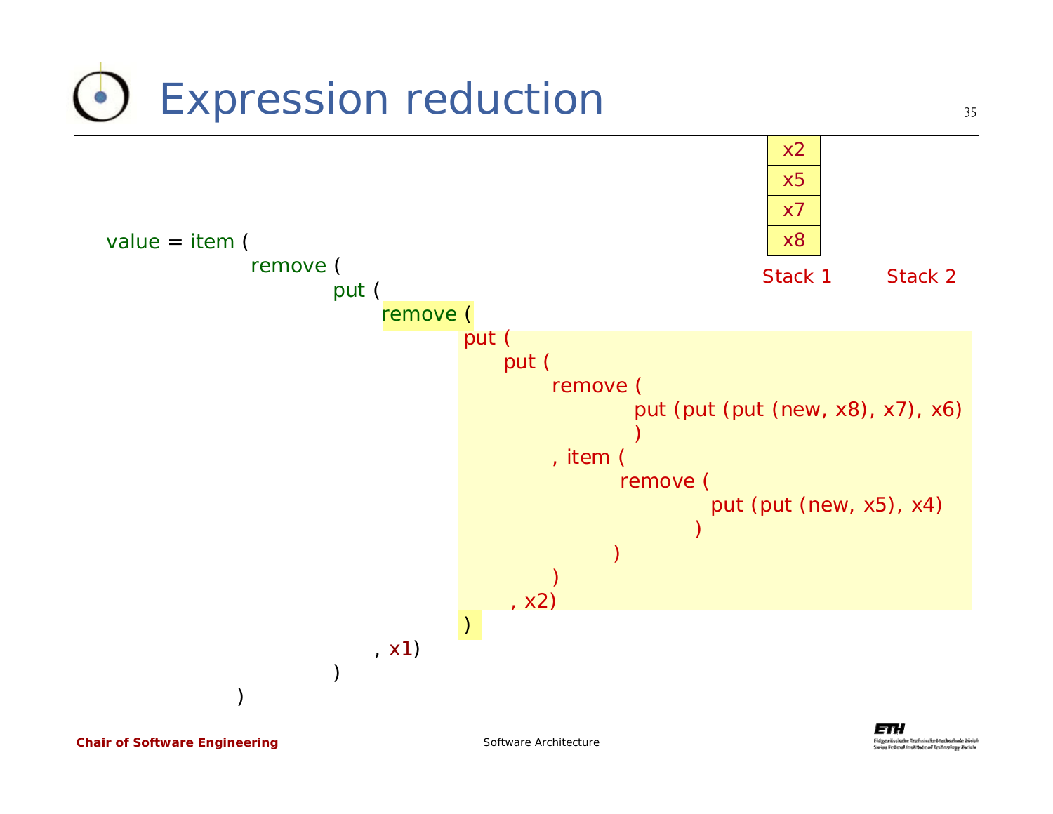# Expression reduction

| x2 |
|---|
| x5 |
| x7 |
| x8 |

Stack 1 &nbsp;&nbsp;&nbsp;&nbsp; Stack 2

```
value = item (
            remove (
                put (
                    remove (
                        put (
                            put (
                                remove (
                                    put (put (put (new, x8), x7), x6)
                                    )
                                , item (
                                    remove (
                                        put (put (new, x5), x4)
                                        )
                                    )
                                )
                            , x2)
                        )
                    , x1)
                )
            )
```

**Chair of Software Engineering** — Software Architecture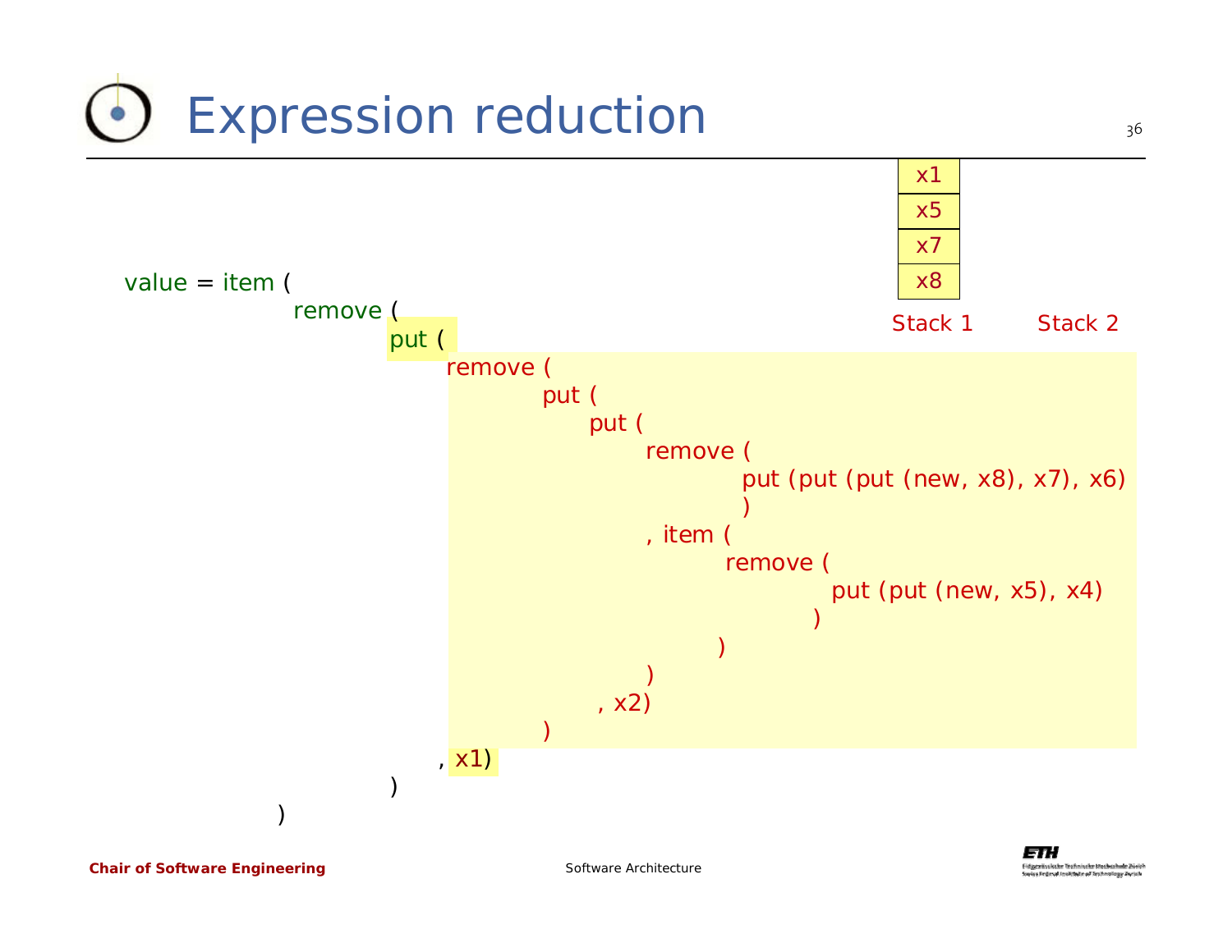# Expression reduction

```
value = item (
            remove (
                put (
                    remove (
                        put (
                            put (
                                remove (
                                    put (put (put (new, x8), x7), x6)
                                    )
                                , item (
                                    remove (
                                        put (put (new, x5), x4)
                                        )
                                    )
                                )
                            , x2)
                        )
                    , x1)
                )
            )
```

| Stack 1 | Stack 2 |
|---|---|
| x1 | |
| x5 | |
| x7 | |
| x8 | |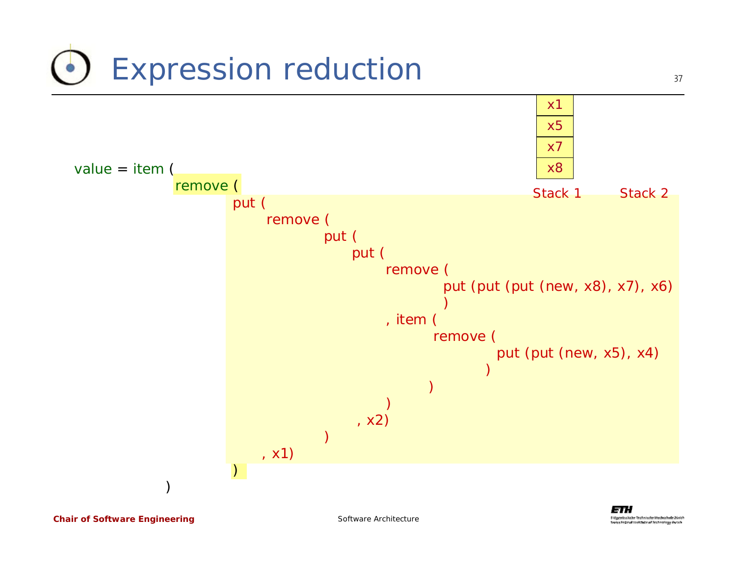# Expression reduction

| x1 |
| --- |
| x5 |
| x7 |
| x8 |

Stack 1 Stack 2

```
value = item (
         remove (
            put (
               remove (
                     put (
                        put (
                           remove (
                                 put (put (put (new, x8), x7), x6)
                                 )
                           , item (
                                 remove (
                                       put (put (new, x5), x4)
                                       )
                                 )
                           )
                        , x2)
                     )
               , x1)
            )
)
```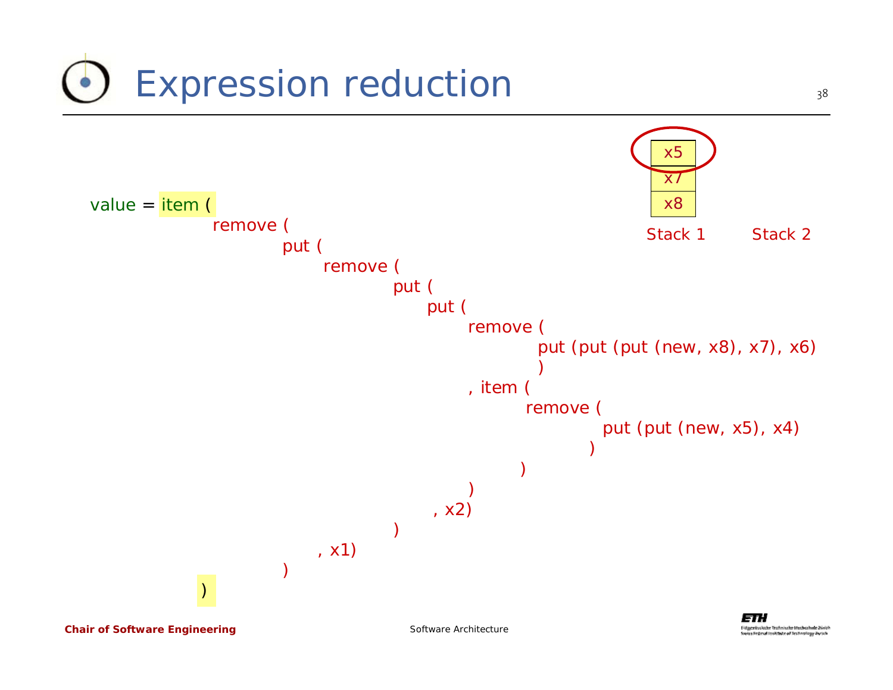# Expression reduction

```
value = item (
        remove (
            put (
                remove (
                    put (
                        put (
                            remove (
                                put (put (put (new, x8), x7), x6)
                            )
                        , item (
                                remove (
                                    put (put (new, x5), x4)
                                )
                            )
                        )
                    , x2)
                )
            , x1)
        )
    )
```

| Stack 1 | Stack 2 |
|---|---|
| x5 | |
| x7 | |
| x8 | |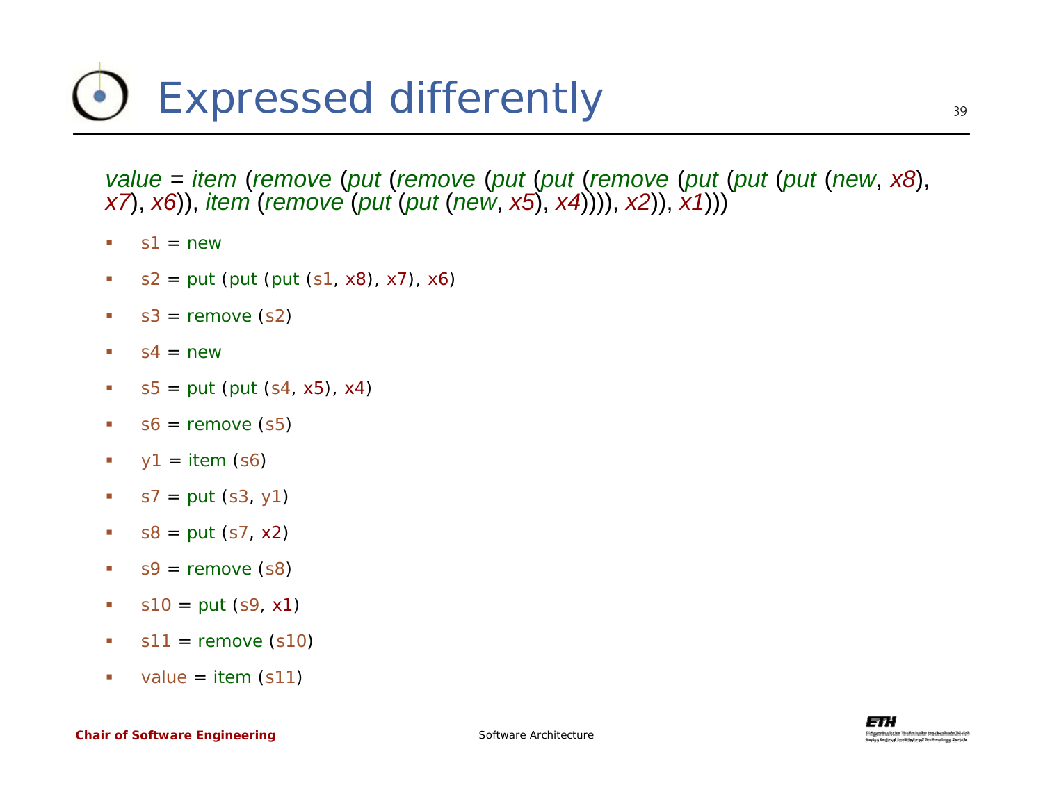# Expressed differently

*value* = *item* (*remove* (*put* (*remove* (*put* (*put* (*remove* (*put* (*put* (*put* (*new*, *x8*), *x7*), *x6*)), *item* (*remove* (*put* (*put* (*new*, *x5*), *x4*)))), *x2*)), *x1*)))

- s1 = new
- s2 = put (put (put (s1, x8), x7), x6)
- s3 = remove (s2)
- s4 = new
- s5 = put (put (s4, x5), x4)
- s6 = remove (s5)
- y1 = item (s6)
- s7 = put (s3, y1)
- s8 = put (s7, x2)
- s9 = remove (s8)
- s10 = put (s9, x1)
- s11 = remove (s10)
- value = item (s11)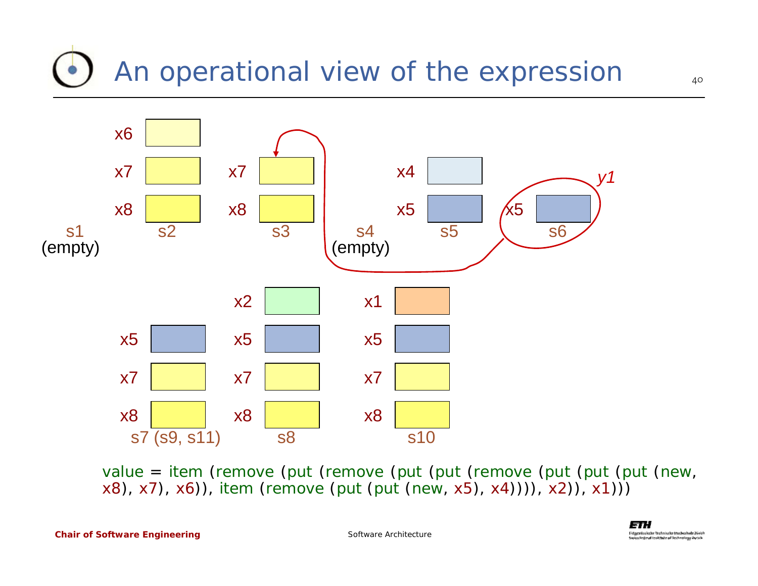# An operational view of the expression

x6
x7
x8
s2

s1
(empty)

x7
x8
s3

s4
(empty)

x4
x5
s5

*y1*
x5
s6

x5
x7
x8
s7 (s9, s11)

x2
x5
x7
x8
s8

x1
x5
x7
x8
s10

value = item (remove (put (remove (put (put (remove (put (put (put (new, x8), x7), x6)), item (remove (put (put (new, x5), x4)))), x2)), x1)))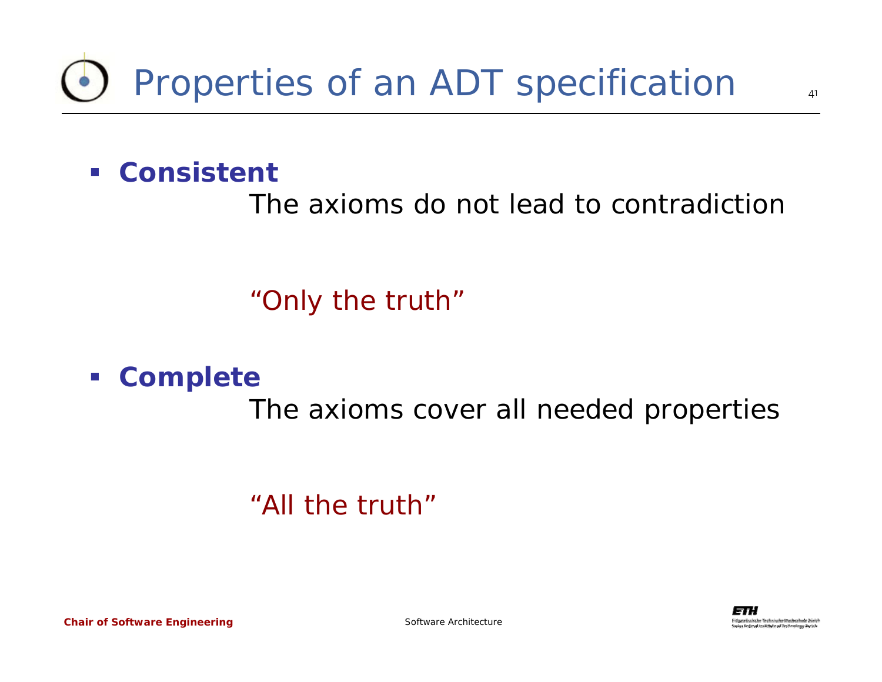# Properties of an ADT specification

- **Consistent**

  The axioms do not lead to contradiction

  *"Only the truth"*

- **Complete**

  The axioms cover all needed properties

  *"All the truth"*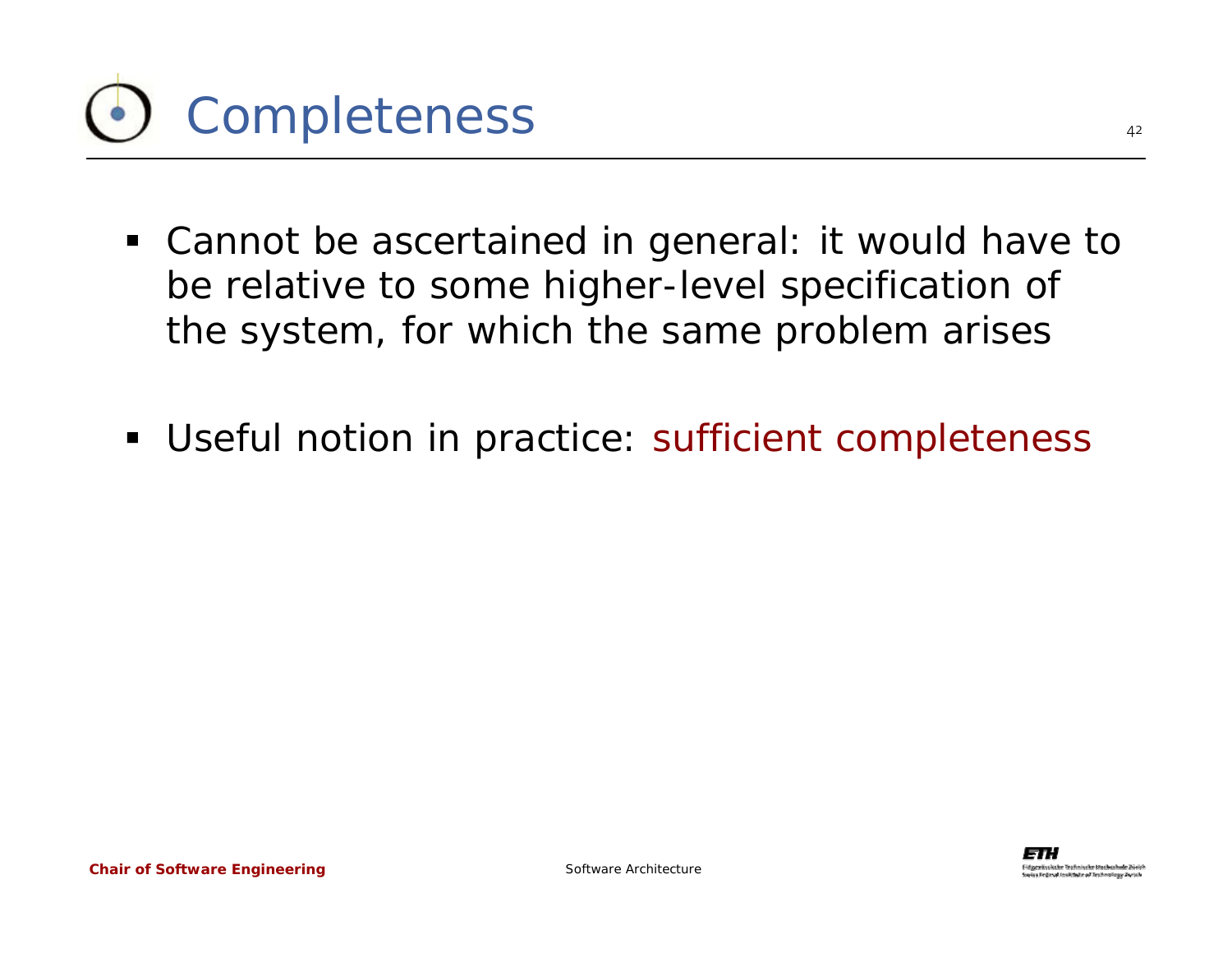# Completeness

- Cannot be ascertained in general: it would have to be relative to some higher-level specification of the system, for which the same problem arises
- Useful notion in practice: sufficient completeness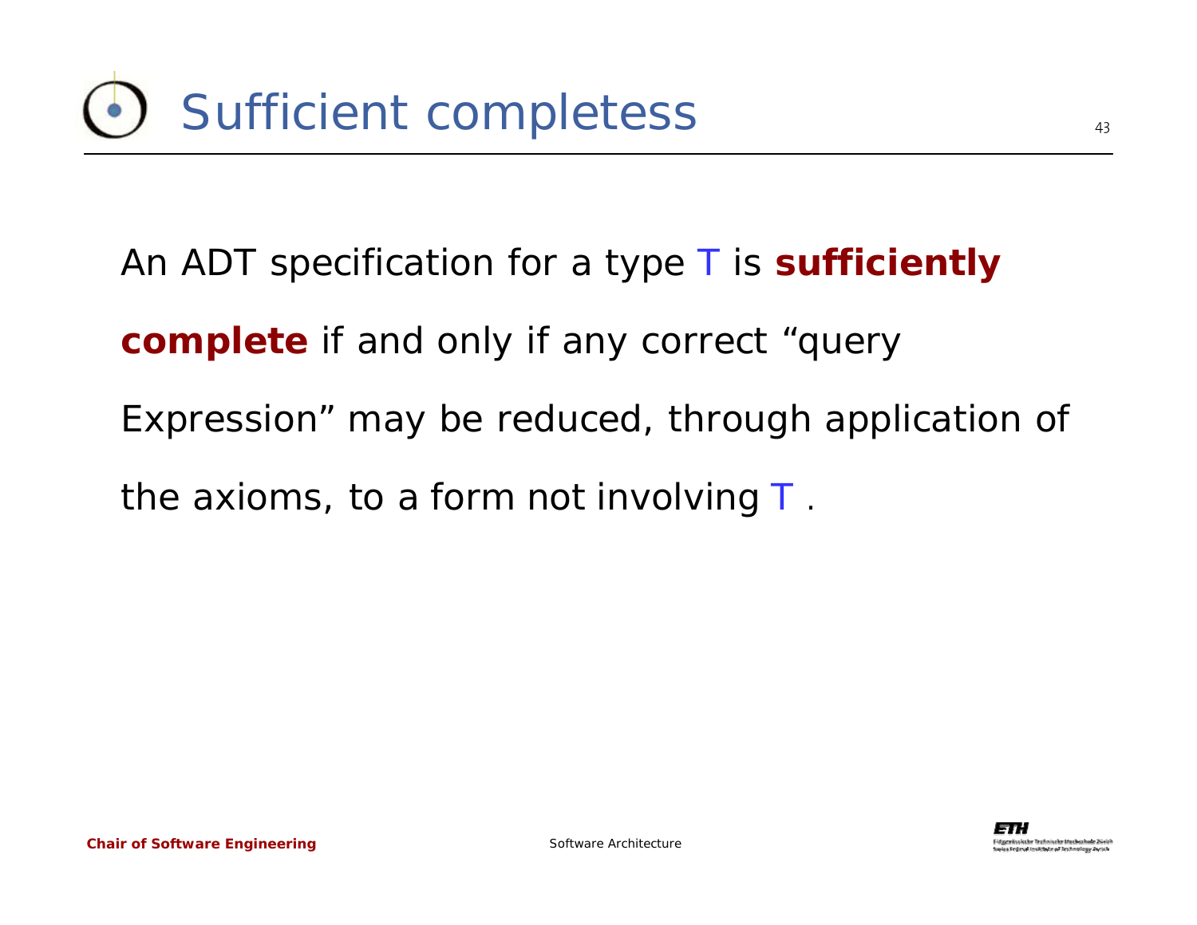# Sufficient completess

An ADT specification for a type T is **sufficiently complete** if and only if any correct “query Expression” may be reduced, through application of the axioms, to a form not involving T .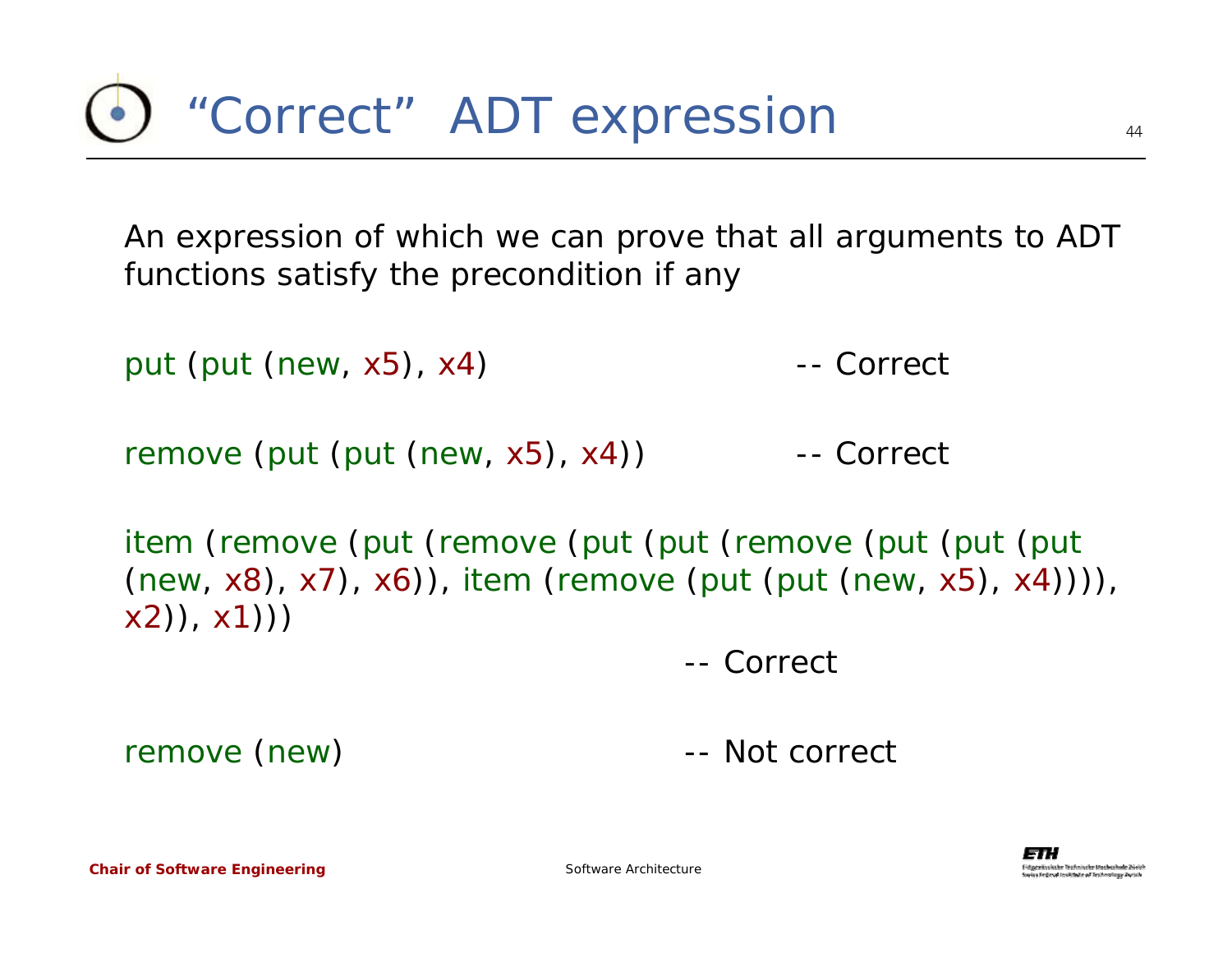# "Correct" ADT expression

An expression of which we can prove that all arguments to ADT functions satisfy the precondition if any

```
put (put (new, x5), x4)                          -- Correct

remove (put (put (new, x5), x4))                 -- Correct

item (remove (put (remove (put (put (remove (put (put (put
(new, x8), x7), x6)), item (remove (put (put (new, x5), x4)))),
x2)), x1)))
                                                 -- Correct

remove (new)                                     -- Not correct
```

Chair of Software Engineering

Software Architecture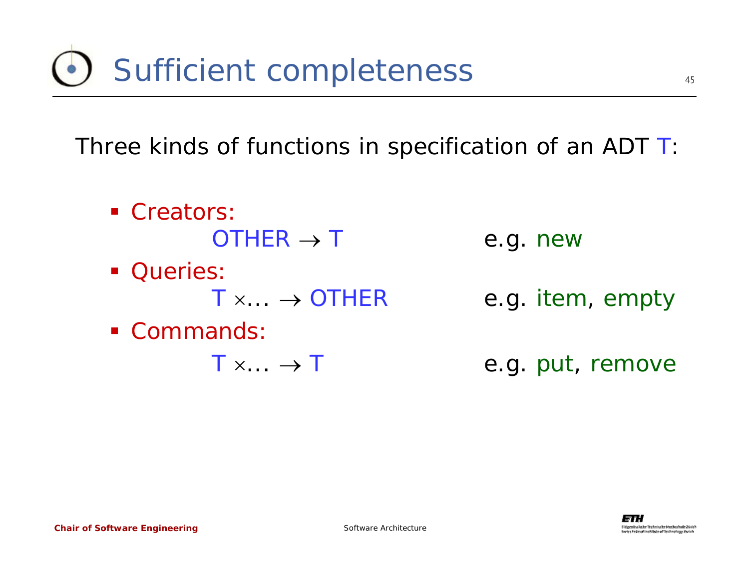# Sufficient completeness

Three kinds of functions in specification of an ADT T:

- Creators:
  $OTHER \rightarrow T$ e.g. new
- Queries:
  $T \times \ldots \rightarrow OTHER$ e.g. item, empty
- Commands:
  $T \times \ldots \rightarrow T$ e.g. put, remove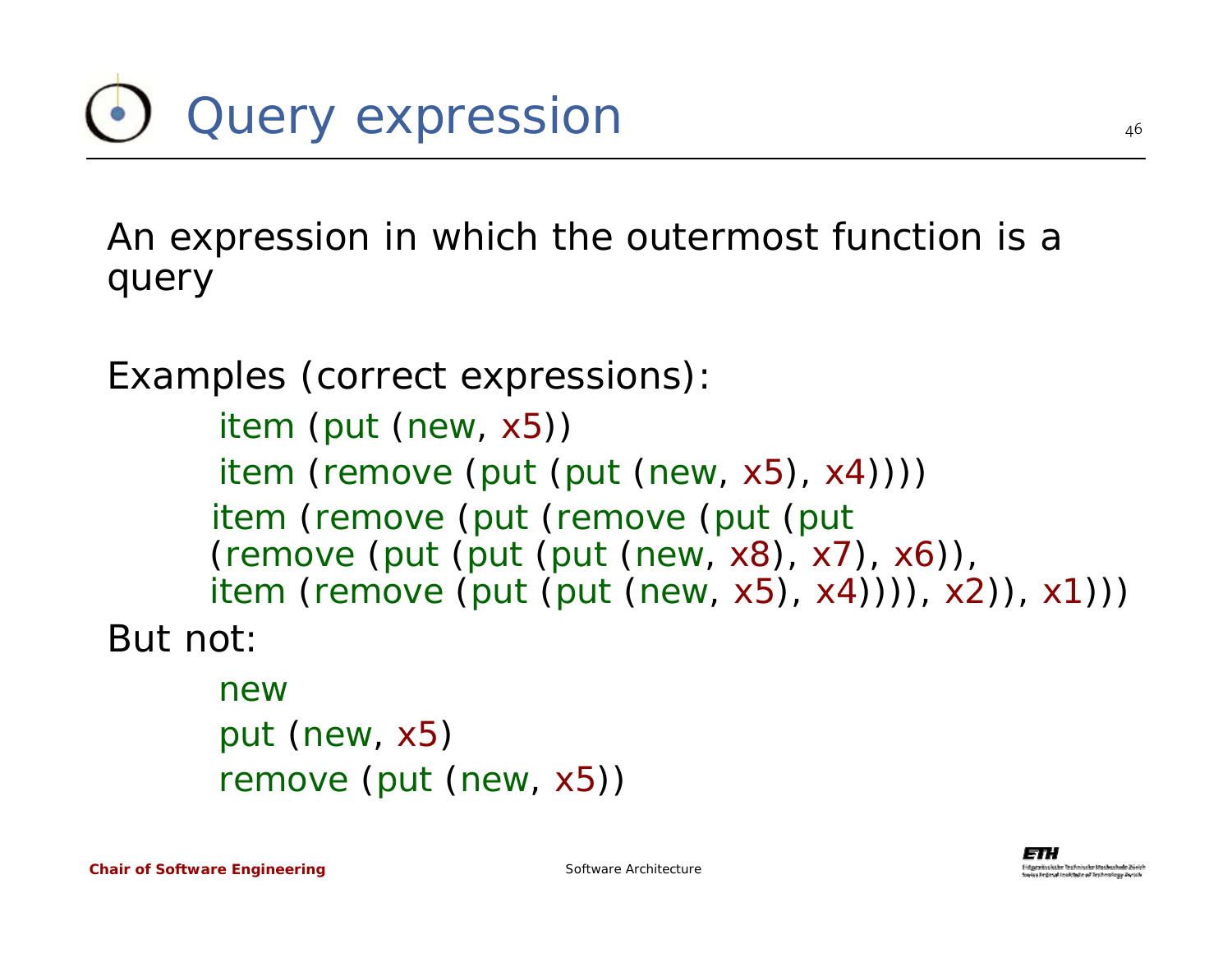# Query expression

An expression in which the outermost function is a query

Examples (correct expressions):

```
item (put (new, x5))
item (remove (put (put (new, x5), x4))))
item (remove (put (remove (put (put
(remove (put (put (put (new, x8), x7), x6)),
item (remove (put (put (new, x5), x4)))), x2)), x1)))
```

But not:

```
new
put (new, x5)
remove (put (new, x5))
```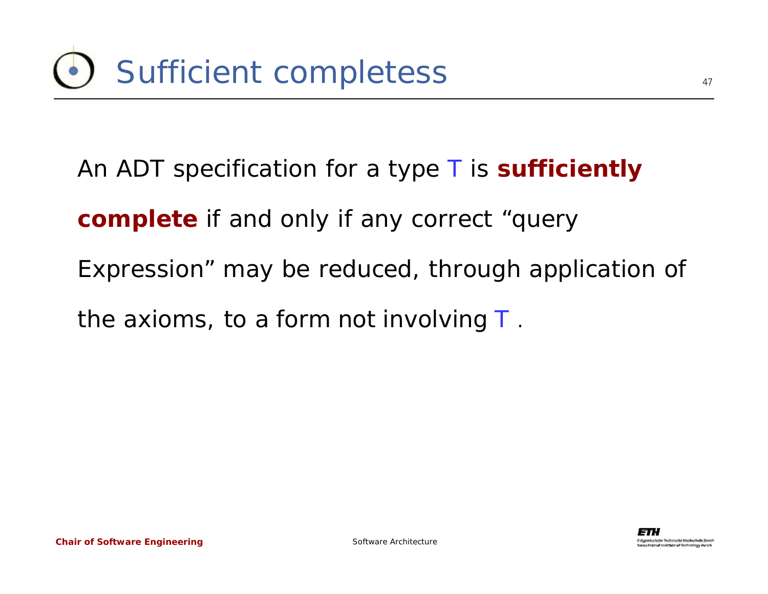# Sufficient completess

An ADT specification for a type T is **sufficiently complete** if and only if any correct "query Expression" may be reduced, through application of the axioms, to a form not involving T .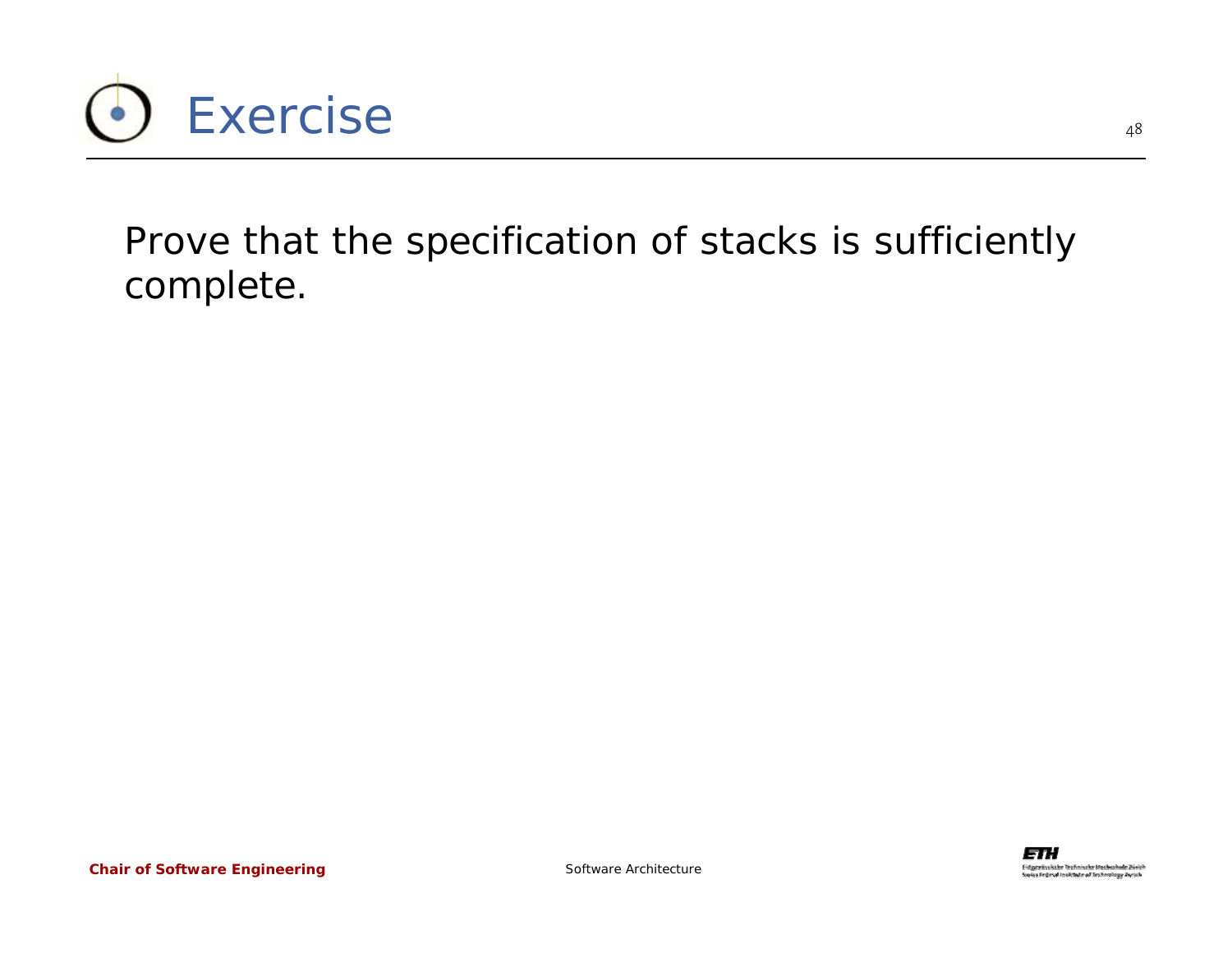# Exercise

Prove that the specification of stacks is sufficiently complete.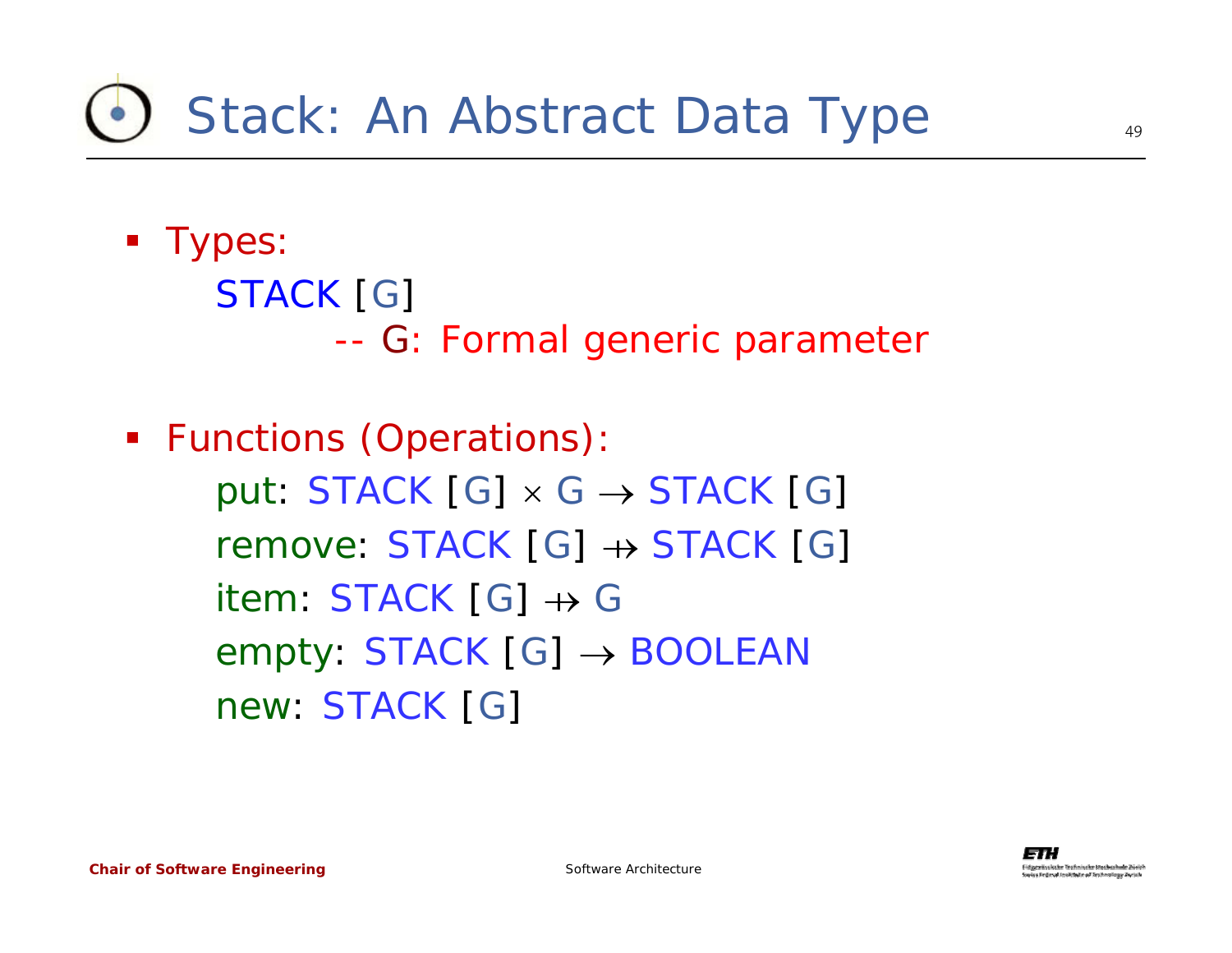# Stack: An Abstract Data Type

- Types:

  STACK [G]

  -- G: Formal generic parameter

- Functions (Operations):

  put: STACK [G] $\times$ G $\rightarrow$ STACK [G]

  remove: STACK [G] $\nrightarrow$ STACK [G]

  item: STACK [G] $\nrightarrow$ G

  empty: STACK [G] $\rightarrow$ BOOLEAN

  new: STACK [G]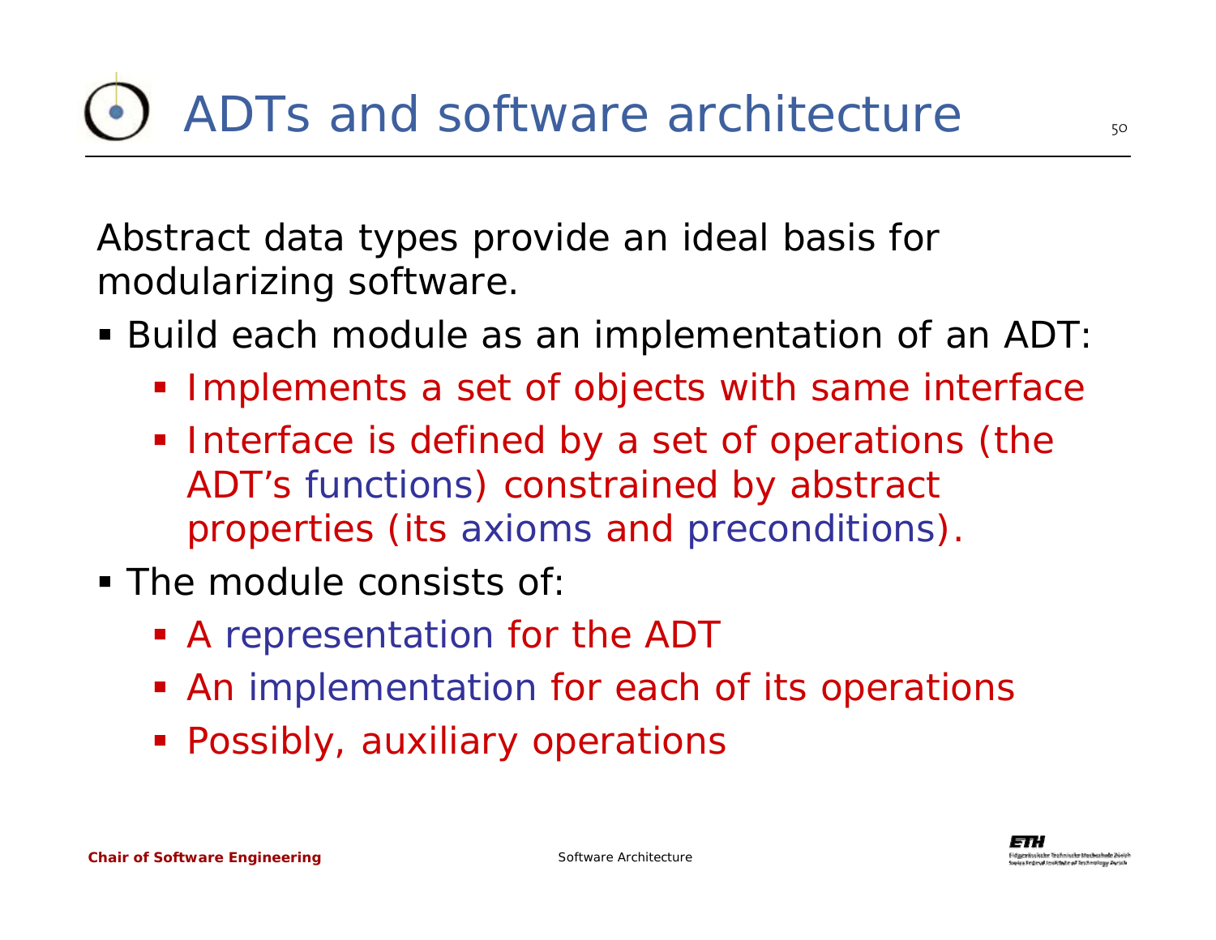# ADTs and software architecture

Abstract data types provide an ideal basis for modularizing software.

- Build each module as an implementation of an ADT:
  - Implements a set of objects with same interface
  - Interface is defined by a set of operations (the ADT's functions) constrained by abstract properties (its axioms and preconditions).
- The module consists of:
  - A representation for the ADT
  - An implementation for each of its operations
  - Possibly, auxiliary operations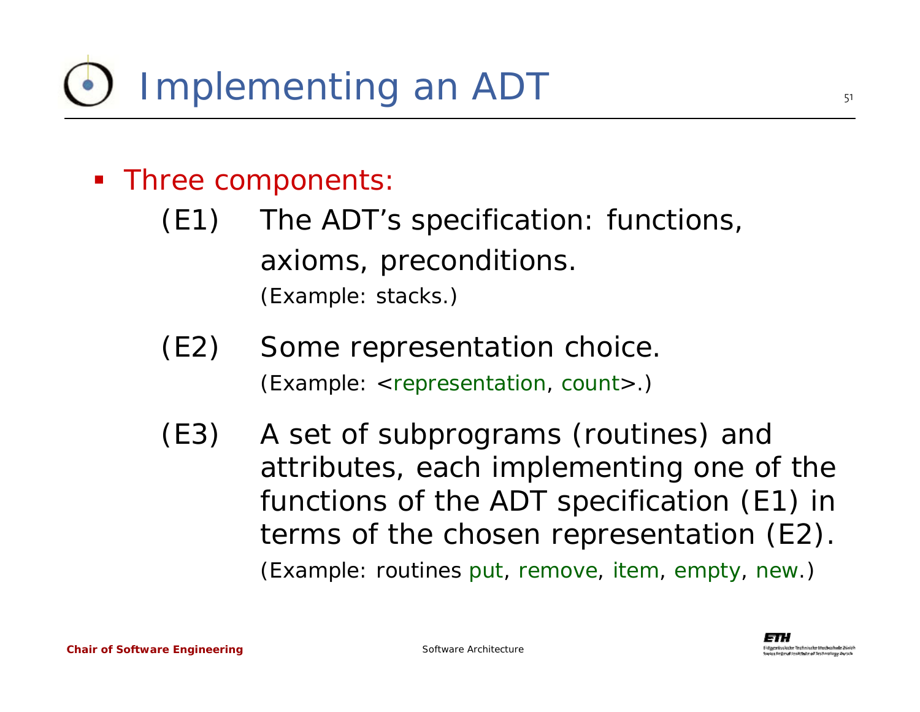# Implementing an ADT

- Three components:
  - (E1) The ADT's specification: functions, axioms, preconditions.
    (Example: stacks.)
  - (E2) Some representation choice.
    (Example: <representation, count>.)
  - (E3) A set of subprograms (routines) and attributes, each implementing one of the functions of the ADT specification (E1) in terms of the chosen representation (E2).
    (Example: routines put, remove, item, empty, new.)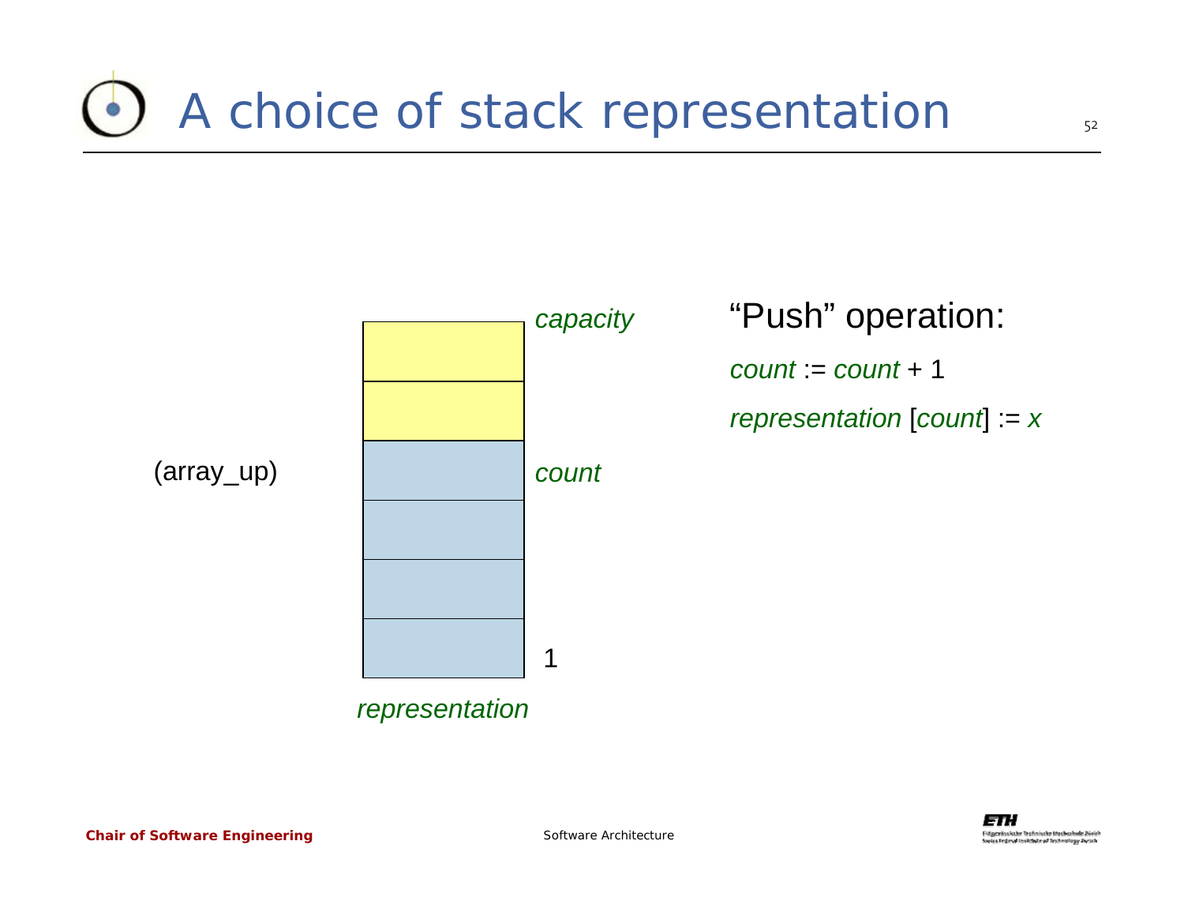# A choice of stack representation

(array_up)

*capacity*

*count*

1

*representation*

"Push" operation:

```
count := count + 1
representation [count] := x
```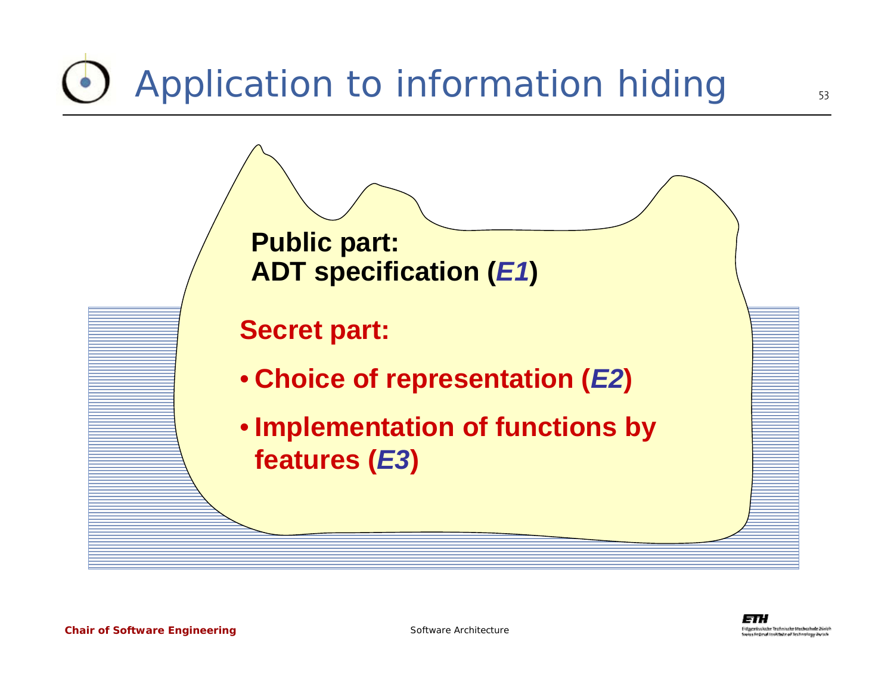# Application to information hiding

**Public part:**
**ADT specification (*E1*)**

**Secret part:**

- **Choice of representation (*E2*)**
- **Implementation of functions by features (*E3*)**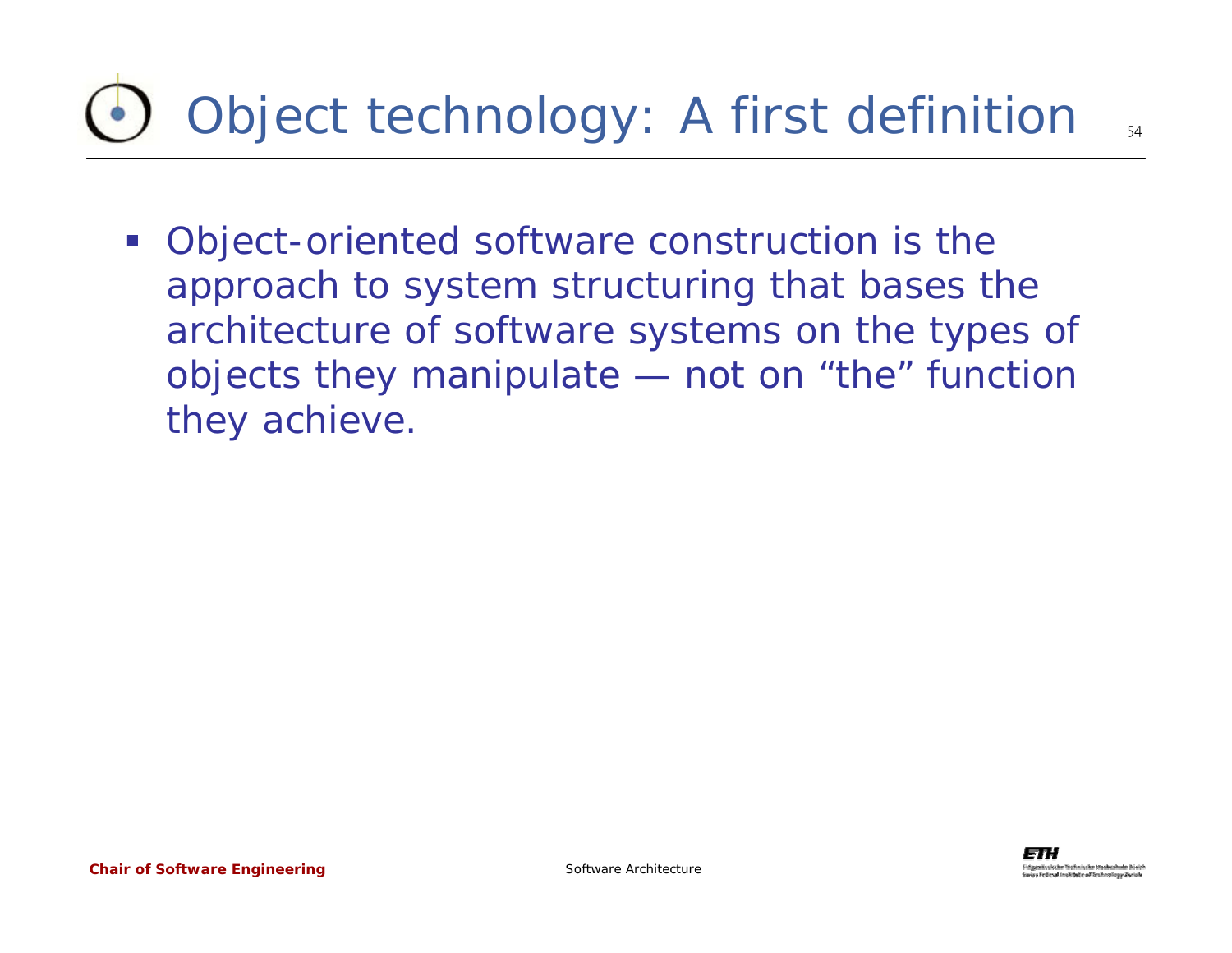# Object technology: A first definition

- Object-oriented software construction is the approach to system structuring that bases the architecture of software systems on the types of objects they manipulate — not on “the” function they achieve.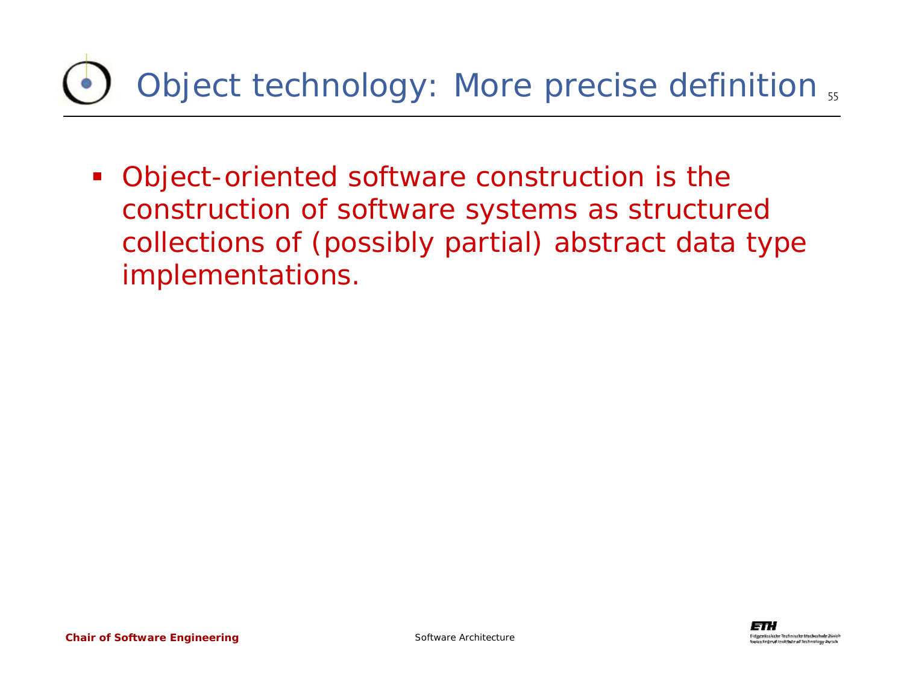# Object technology: More precise definition

- Object-oriented software construction is the construction of software systems as structured collections of (possibly partial) abstract data type implementations.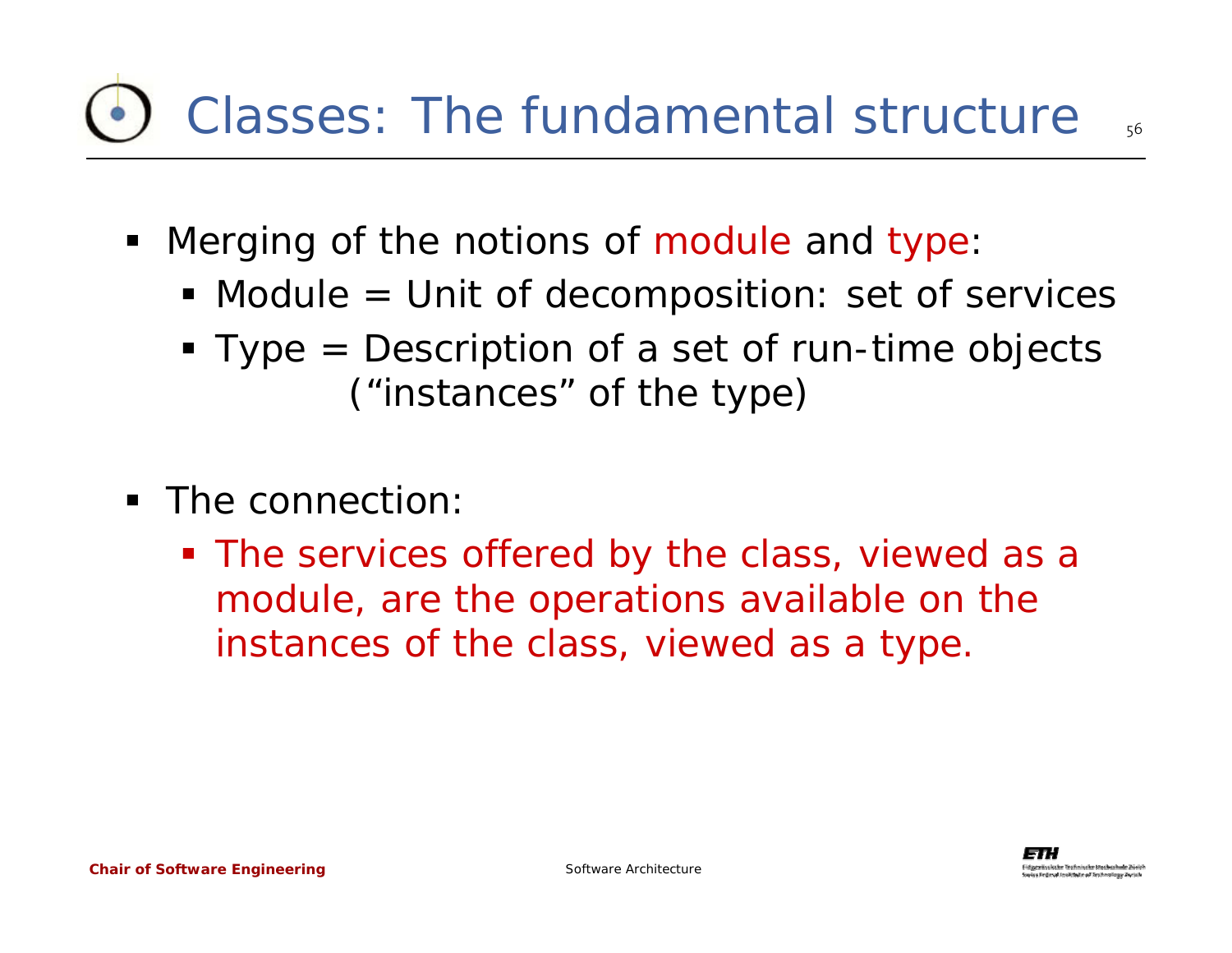# Classes: The fundamental structure

- Merging of the notions of module and type:
  - Module = Unit of decomposition: set of services
  - Type = Description of a set of run-time objects ("instances" of the type)

- The connection:
  - The services offered by the class, viewed as a module, are the operations available on the instances of the class, viewed as a type.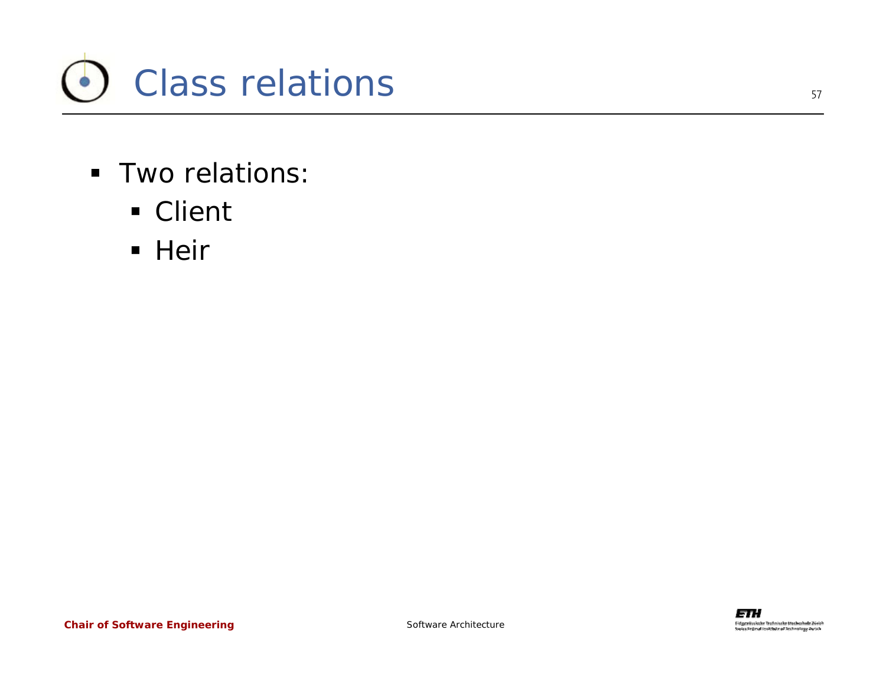# Class relations

- Two relations:
  - Client
  - Heir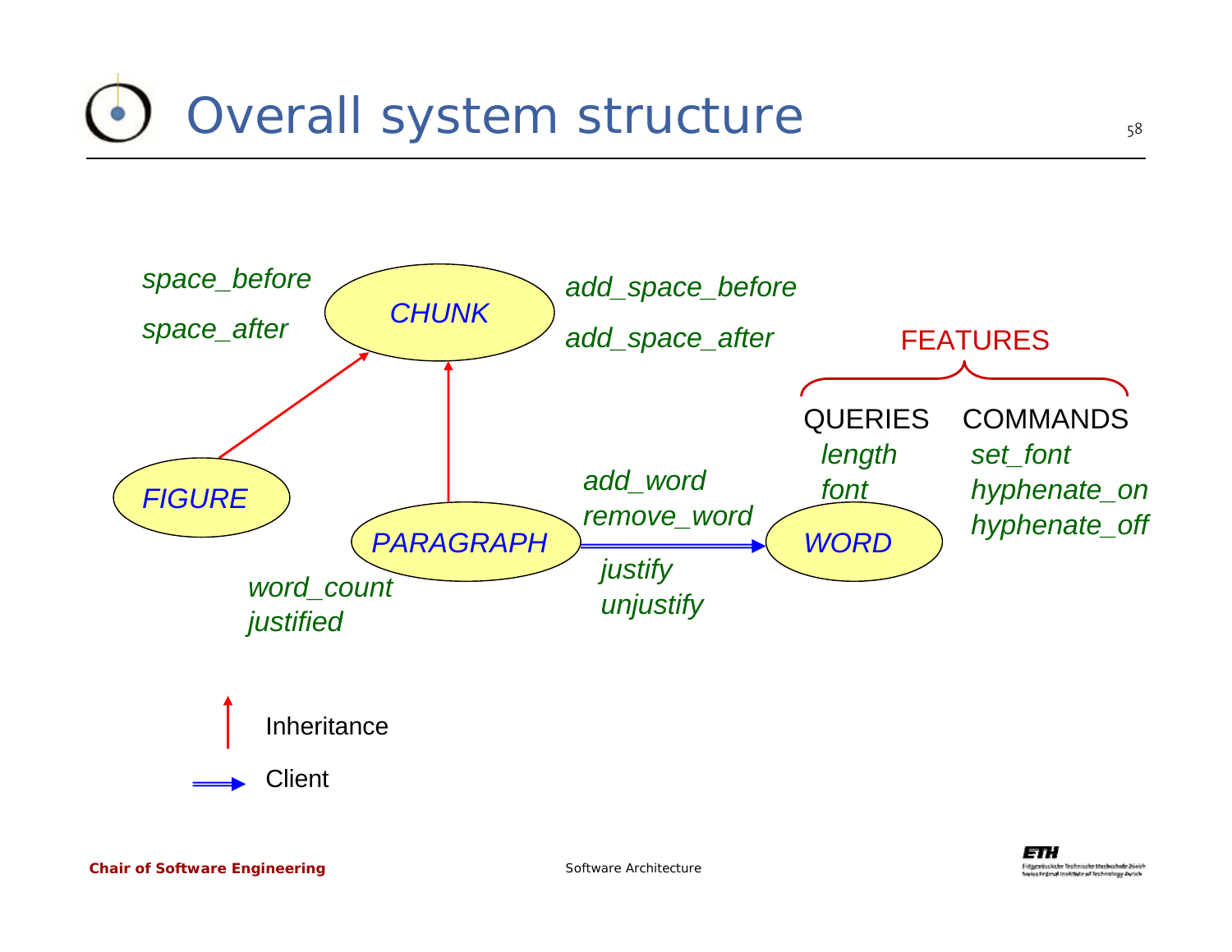# Overall system structure

*space_before*

*space_after*

*CHUNK*

*add_space_before*

*add_space_after*

FEATURES

QUERIES

*length*

*font*

COMMANDS

*set_font*

*hyphenate_on*

*hyphenate_off*

*FIGURE*

*PARAGRAPH*

*add_word*

*remove_word*

*justify*

*unjustify*

*WORD*

*word_count*

*justified*

Inheritance

Client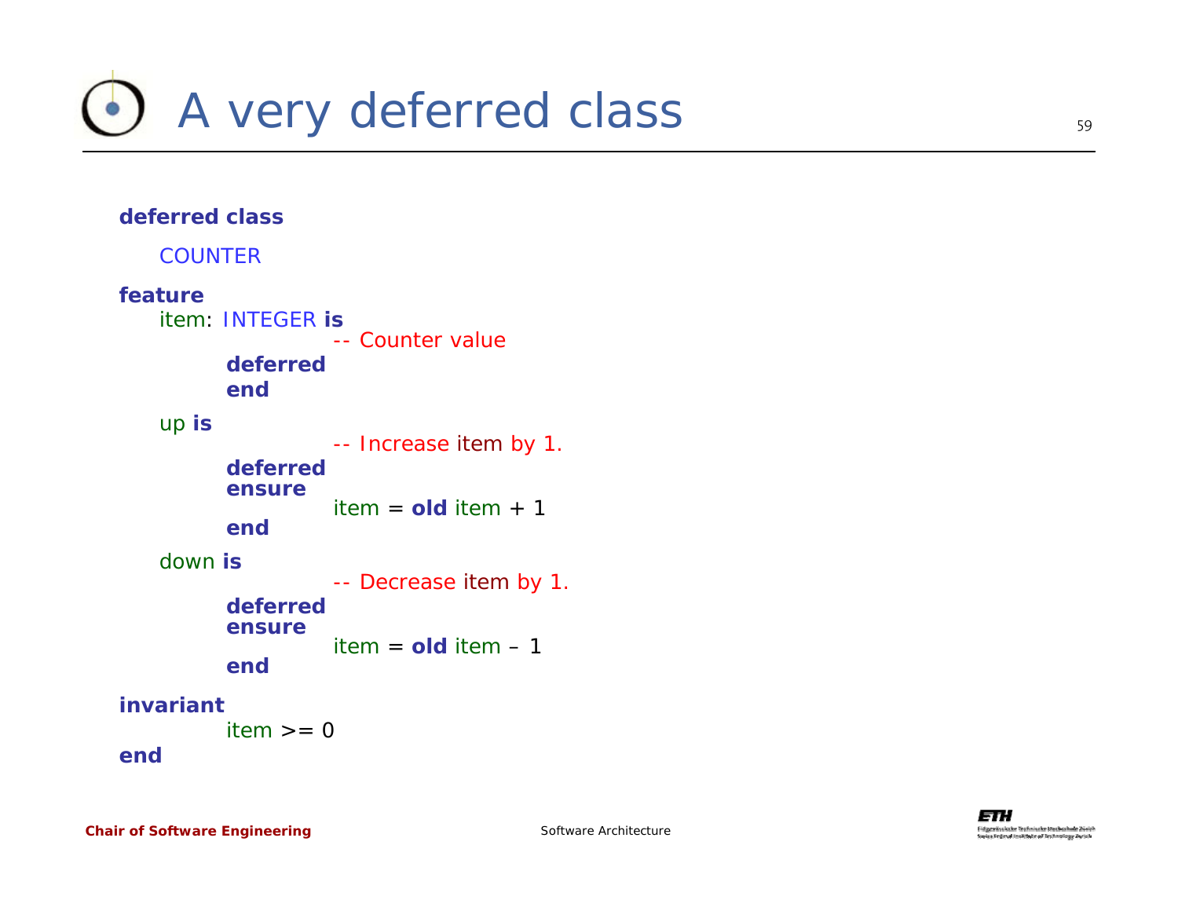# A very deferred class

```
deferred class
    COUNTER

feature
    item: INTEGER is
                -- Counter value
        deferred
        end

    up is
                -- Increase item by 1.
        deferred
        ensure
                item = old item + 1
        end

    down is
                -- Decrease item by 1.
        deferred
        ensure
                item = old item – 1
        end

invariant
        item >= 0
end
```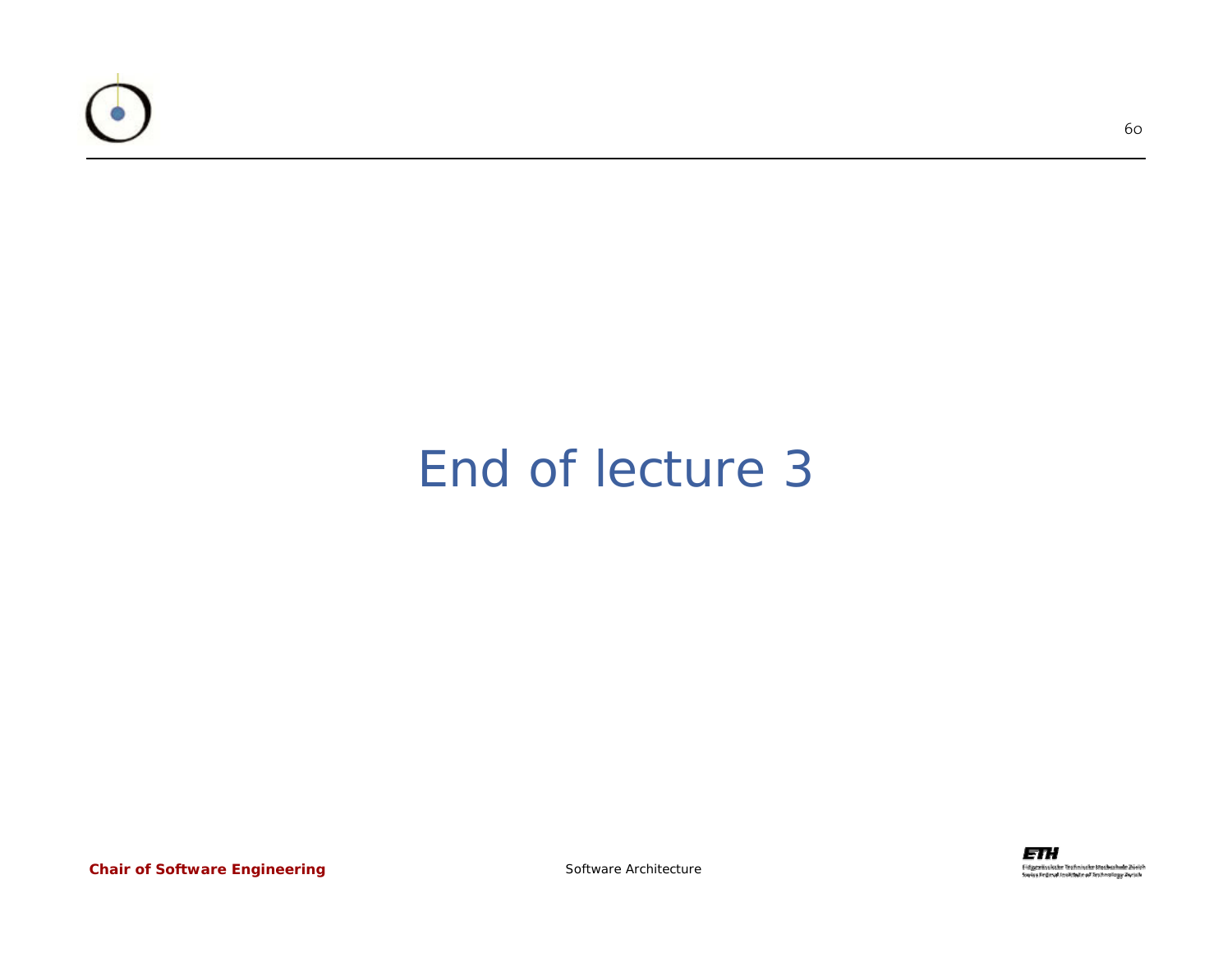# End of lecture 3